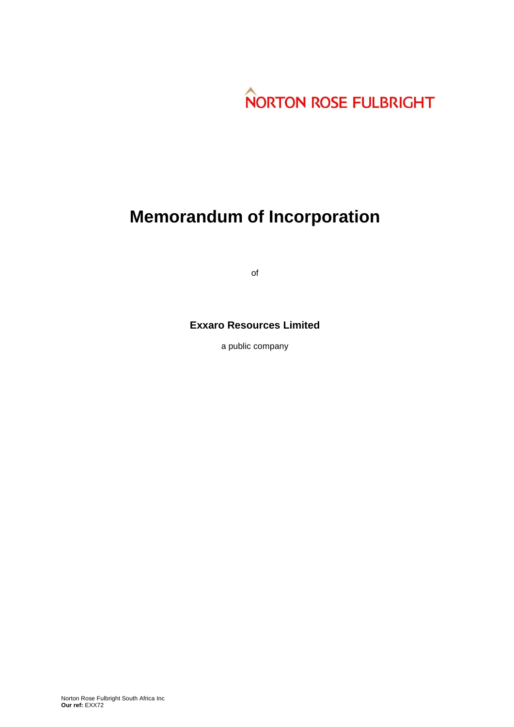NORTON ROSE FULBRIGHT

# Memorandum of Incorporation

of

**Exxaro Resources Limited**

a public company

Norton Rose Fulbright South Africa Inc
**Our ref:** EXX72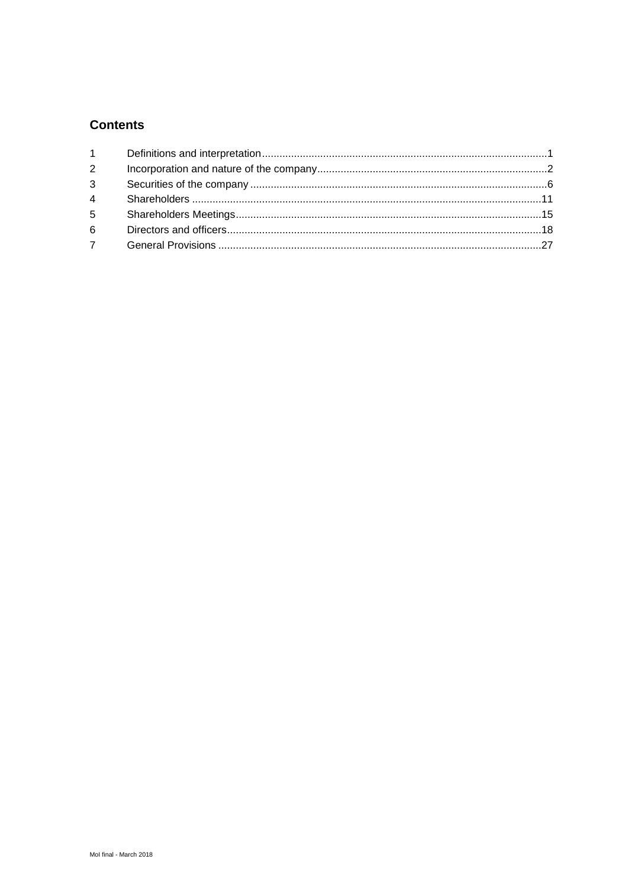## Contents

| | | |
|---|---|---|
| 1 | Definitions and interpretation | 1 |
| 2 | Incorporation and nature of the company | 2 |
| 3 | Securities of the company | 6 |
| 4 | Shareholders | 11 |
| 5 | Shareholders Meetings | 15 |
| 6 | Directors and officers | 18 |
| 7 | General Provisions | 27 |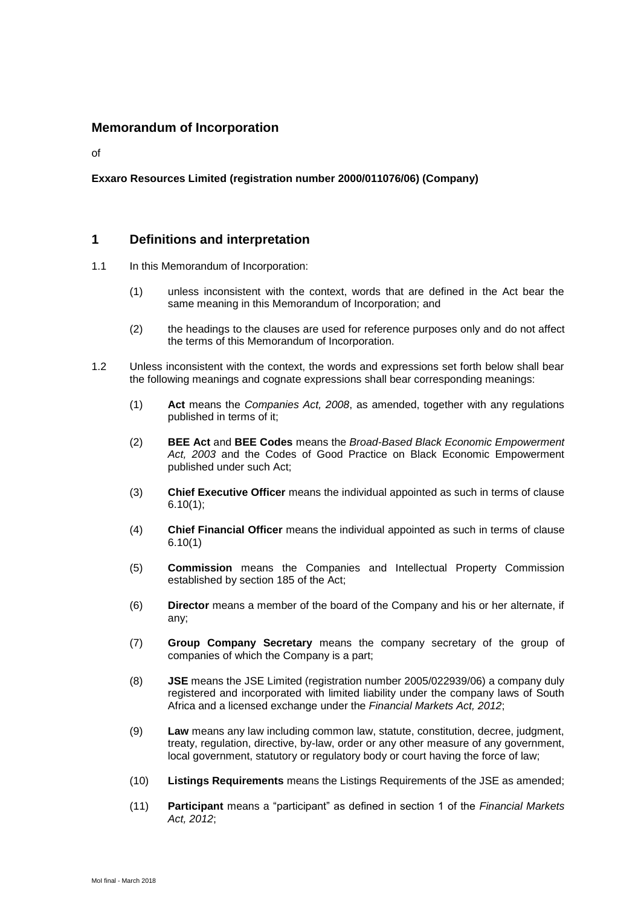## Memorandum of Incorporation

of

**Exxaro Resources Limited (registration number 2000/011076/06) (Company)**

## 1 Definitions and interpretation

1.1 In this Memorandum of Incorporation:

(1) unless inconsistent with the context, words that are defined in the Act bear the same meaning in this Memorandum of Incorporation; and

(2) the headings to the clauses are used for reference purposes only and do not affect the terms of this Memorandum of Incorporation.

1.2 Unless inconsistent with the context, the words and expressions set forth below shall bear the following meanings and cognate expressions shall bear corresponding meanings:

(1) **Act** means the *Companies Act, 2008*, as amended, together with any regulations published in terms of it;

(2) **BEE Act** and **BEE Codes** means the *Broad-Based Black Economic Empowerment Act, 2003* and the Codes of Good Practice on Black Economic Empowerment published under such Act;

(3) **Chief Executive Officer** means the individual appointed as such in terms of clause 6.10(1);

(4) **Chief Financial Officer** means the individual appointed as such in terms of clause 6.10(1)

(5) **Commission** means the Companies and Intellectual Property Commission established by section 185 of the Act;

(6) **Director** means a member of the board of the Company and his or her alternate, if any;

(7) **Group Company Secretary** means the company secretary of the group of companies of which the Company is a part;

(8) **JSE** means the JSE Limited (registration number 2005/022939/06) a company duly registered and incorporated with limited liability under the company laws of South Africa and a licensed exchange under the *Financial Markets Act, 2012*;

(9) **Law** means any law including common law, statute, constitution, decree, judgment, treaty, regulation, directive, by-law, order or any other measure of any government, local government, statutory or regulatory body or court having the force of law;

(10) **Listings Requirements** means the Listings Requirements of the JSE as amended;

(11) **Participant** means a "participant" as defined in section 1 of the *Financial Markets Act, 2012*;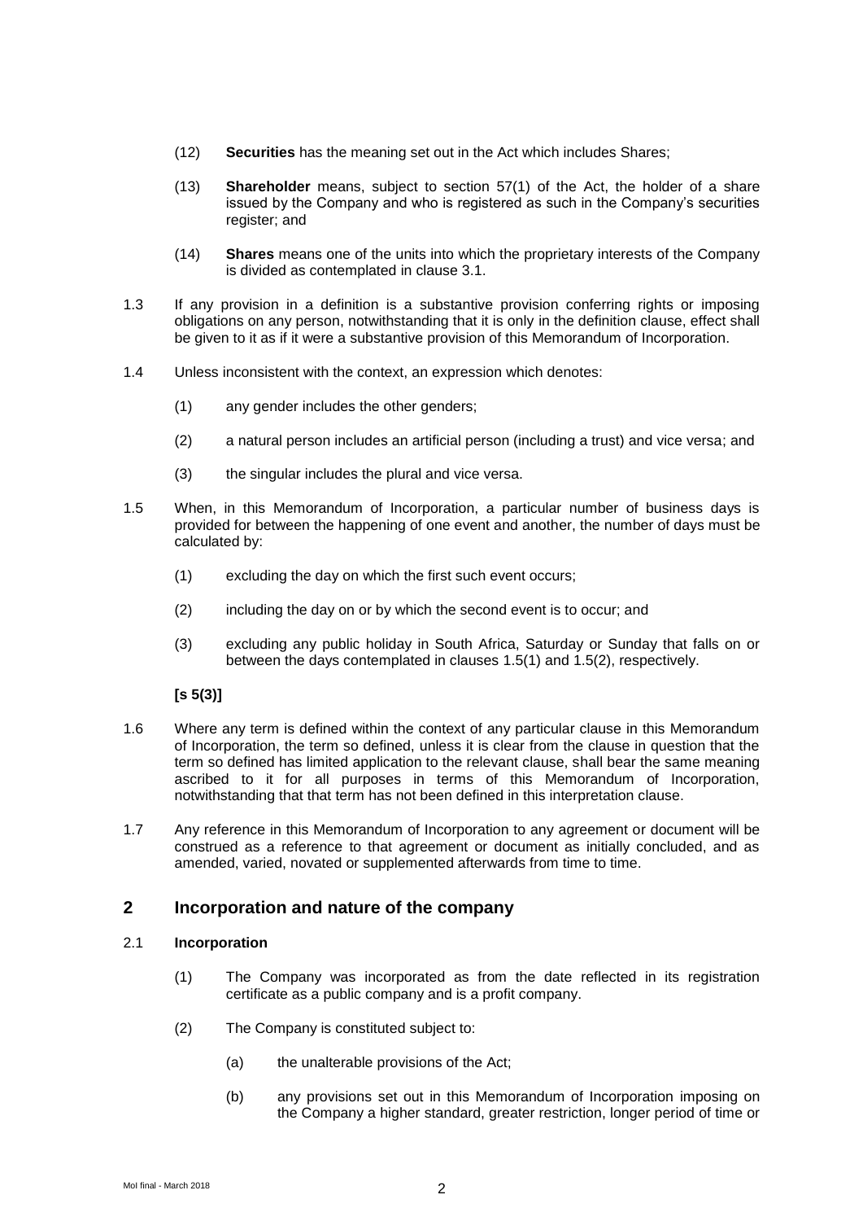(12) **Securities** has the meaning set out in the Act which includes Shares;

(13) **Shareholder** means, subject to section 57(1) of the Act, the holder of a share issued by the Company and who is registered as such in the Company's securities register; and

(14) **Shares** means one of the units into which the proprietary interests of the Company is divided as contemplated in clause 3.1.

1.3 If any provision in a definition is a substantive provision conferring rights or imposing obligations on any person, notwithstanding that it is only in the definition clause, effect shall be given to it as if it were a substantive provision of this Memorandum of Incorporation.

1.4 Unless inconsistent with the context, an expression which denotes:

(1) any gender includes the other genders;

(2) a natural person includes an artificial person (including a trust) and vice versa; and

(3) the singular includes the plural and vice versa.

1.5 When, in this Memorandum of Incorporation, a particular number of business days is provided for between the happening of one event and another, the number of days must be calculated by:

(1) excluding the day on which the first such event occurs;

(2) including the day on or by which the second event is to occur; and

(3) excluding any public holiday in South Africa, Saturday or Sunday that falls on or between the days contemplated in clauses 1.5(1) and 1.5(2), respectively.

**[s 5(3)]**

1.6 Where any term is defined within the context of any particular clause in this Memorandum of Incorporation, the term so defined, unless it is clear from the clause in question that the term so defined has limited application to the relevant clause, shall bear the same meaning ascribed to it for all purposes in terms of this Memorandum of Incorporation, notwithstanding that that term has not been defined in this interpretation clause.

1.7 Any reference in this Memorandum of Incorporation to any agreement or document will be construed as a reference to that agreement or document as initially concluded, and as amended, varied, novated or supplemented afterwards from time to time.

## 2 Incorporation and nature of the company

### 2.1 Incorporation

(1) The Company was incorporated as from the date reflected in its registration certificate as a public company and is a profit company.

(2) The Company is constituted subject to:

(a) the unalterable provisions of the Act;

(b) any provisions set out in this Memorandum of Incorporation imposing on the Company a higher standard, greater restriction, longer period of time or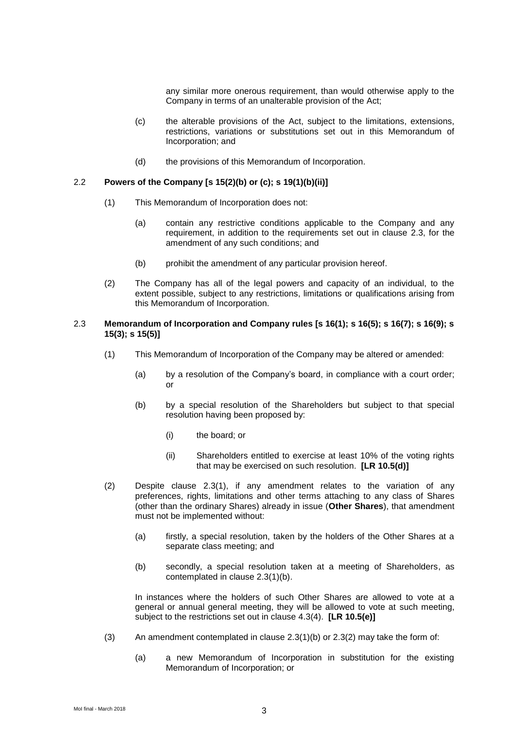any similar more onerous requirement, than would otherwise apply to the Company in terms of an unalterable provision of the Act;

(c) the alterable provisions of the Act, subject to the limitations, extensions, restrictions, variations or substitutions set out in this Memorandum of Incorporation; and

(d) the provisions of this Memorandum of Incorporation.

2.2 **Powers of the Company [s 15(2)(b) or (c); s 19(1)(b)(ii)]**

(1) This Memorandum of Incorporation does not:

(a) contain any restrictive conditions applicable to the Company and any requirement, in addition to the requirements set out in clause 2.3, for the amendment of any such conditions; and

(b) prohibit the amendment of any particular provision hereof.

(2) The Company has all of the legal powers and capacity of an individual, to the extent possible, subject to any restrictions, limitations or qualifications arising from this Memorandum of Incorporation.

2.3 **Memorandum of Incorporation and Company rules [s 16(1); s 16(5); s 16(7); s 16(9); s 15(3); s 15(5)]**

(1) This Memorandum of Incorporation of the Company may be altered or amended:

(a) by a resolution of the Company's board, in compliance with a court order; or

(b) by a special resolution of the Shareholders but subject to that special resolution having been proposed by:

(i) the board; or

(ii) Shareholders entitled to exercise at least 10% of the voting rights that may be exercised on such resolution. **[LR 10.5(d)]**

(2) Despite clause 2.3(1), if any amendment relates to the variation of any preferences, rights, limitations and other terms attaching to any class of Shares (other than the ordinary Shares) already in issue (**Other Shares**), that amendment must not be implemented without:

(a) firstly, a special resolution, taken by the holders of the Other Shares at a separate class meeting; and

(b) secondly, a special resolution taken at a meeting of Shareholders, as contemplated in clause 2.3(1)(b).

In instances where the holders of such Other Shares are allowed to vote at a general or annual general meeting, they will be allowed to vote at such meeting, subject to the restrictions set out in clause 4.3(4). **[LR 10.5(e)]**

(3) An amendment contemplated in clause 2.3(1)(b) or 2.3(2) may take the form of:

(a) a new Memorandum of Incorporation in substitution for the existing Memorandum of Incorporation; or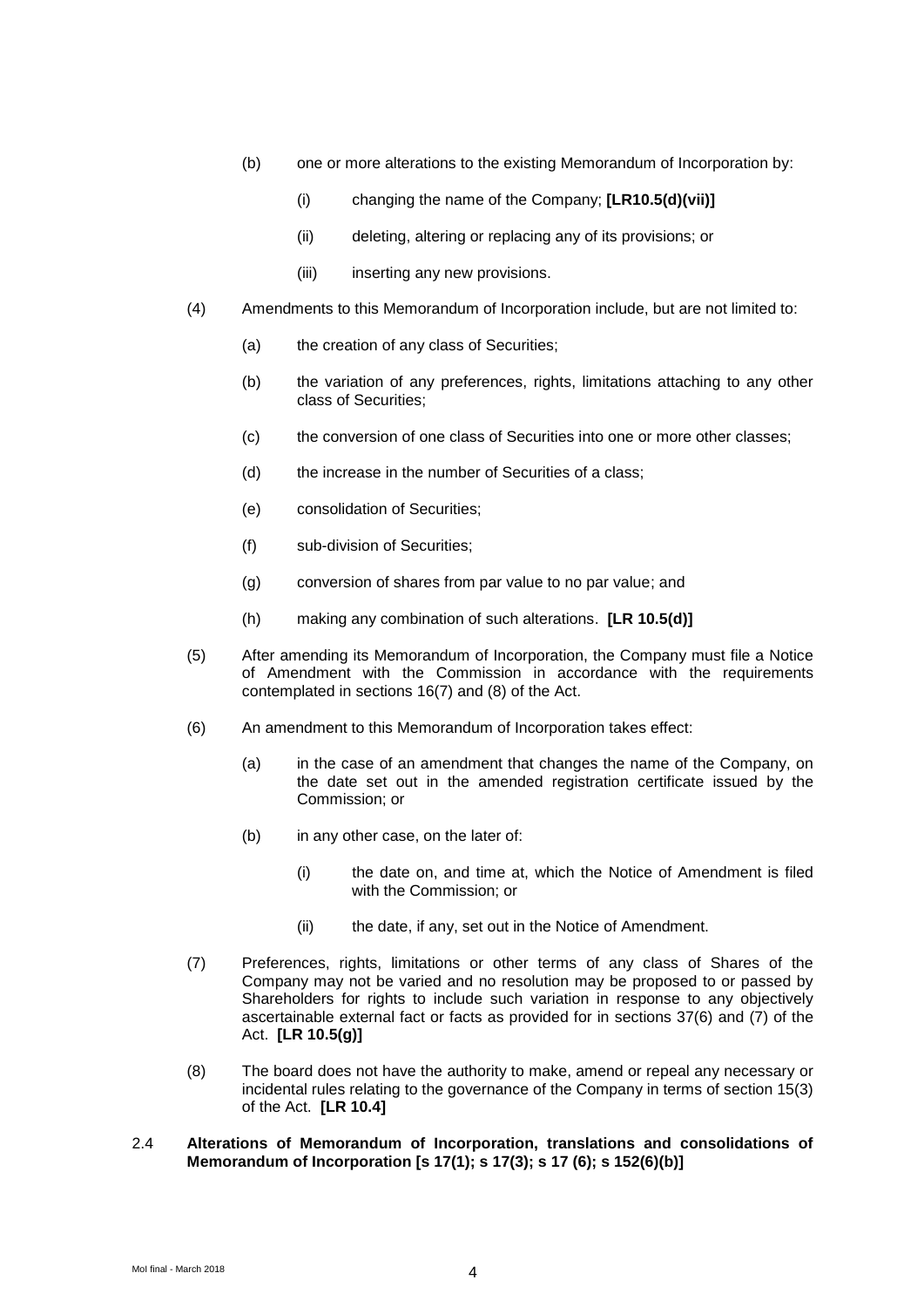(b) one or more alterations to the existing Memorandum of Incorporation by:

(i) changing the name of the Company; **[LR10.5(d)(vii)]**

(ii) deleting, altering or replacing any of its provisions; or

(iii) inserting any new provisions.

(4) Amendments to this Memorandum of Incorporation include, but are not limited to:

(a) the creation of any class of Securities;

(b) the variation of any preferences, rights, limitations attaching to any other class of Securities;

(c) the conversion of one class of Securities into one or more other classes;

(d) the increase in the number of Securities of a class;

(e) consolidation of Securities;

(f) sub-division of Securities;

(g) conversion of shares from par value to no par value; and

(h) making any combination of such alterations. **[LR 10.5(d)]**

(5) After amending its Memorandum of Incorporation, the Company must file a Notice of Amendment with the Commission in accordance with the requirements contemplated in sections 16(7) and (8) of the Act.

(6) An amendment to this Memorandum of Incorporation takes effect:

(a) in the case of an amendment that changes the name of the Company, on the date set out in the amended registration certificate issued by the Commission; or

(b) in any other case, on the later of:

(i) the date on, and time at, which the Notice of Amendment is filed with the Commission; or

(ii) the date, if any, set out in the Notice of Amendment.

(7) Preferences, rights, limitations or other terms of any class of Shares of the Company may not be varied and no resolution may be proposed to or passed by Shareholders for rights to include such variation in response to any objectively ascertainable external fact or facts as provided for in sections 37(6) and (7) of the Act. **[LR 10.5(g)]**

(8) The board does not have the authority to make, amend or repeal any necessary or incidental rules relating to the governance of the Company in terms of section 15(3) of the Act. **[LR 10.4]**

2.4 **Alterations of Memorandum of Incorporation, translations and consolidations of Memorandum of Incorporation [s 17(1); s 17(3); s 17 (6); s 152(6)(b)]**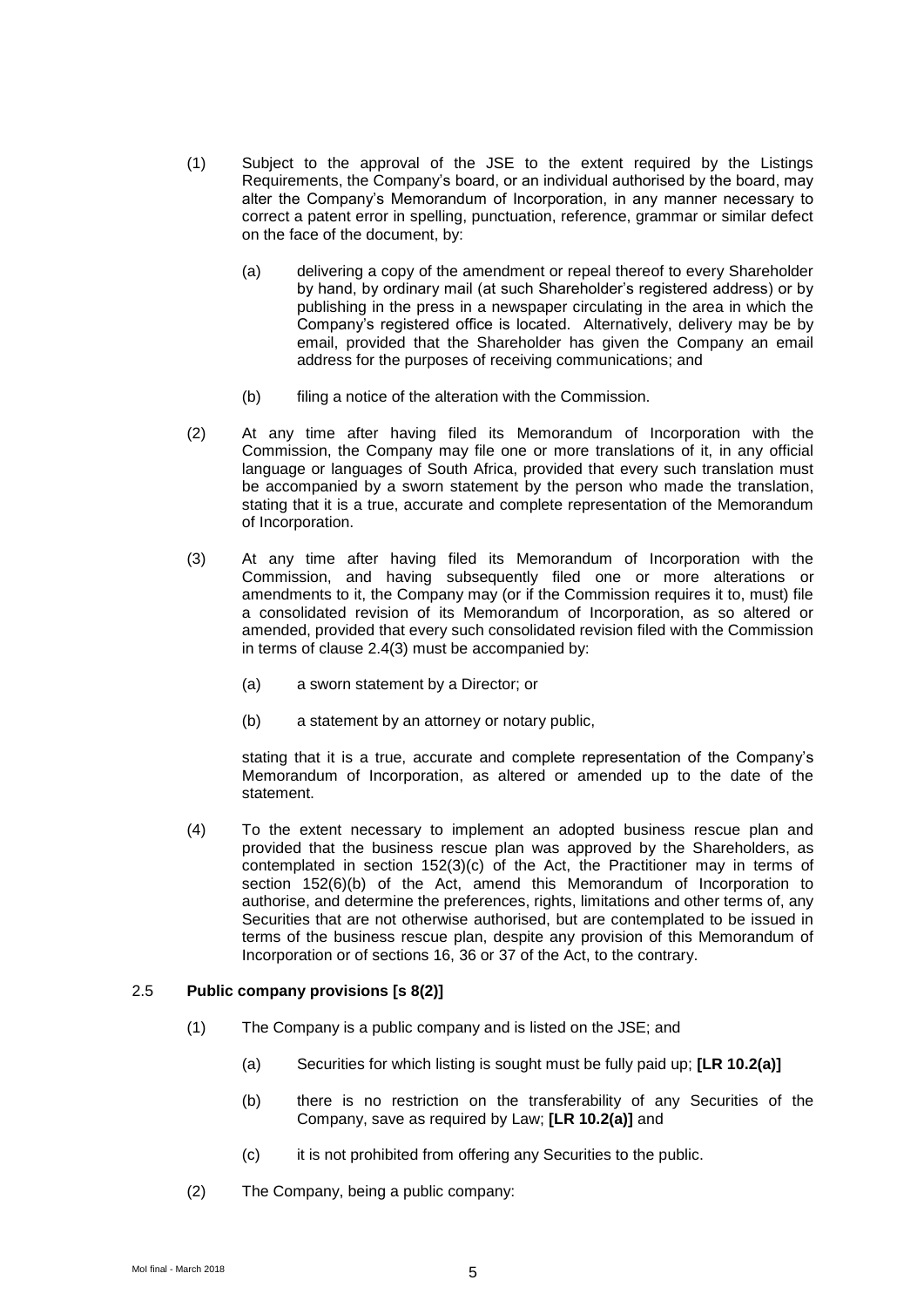(1) Subject to the approval of the JSE to the extent required by the Listings Requirements, the Company's board, or an individual authorised by the board, may alter the Company's Memorandum of Incorporation, in any manner necessary to correct a patent error in spelling, punctuation, reference, grammar or similar defect on the face of the document, by:

   (a) delivering a copy of the amendment or repeal thereof to every Shareholder by hand, by ordinary mail (at such Shareholder's registered address) or by publishing in the press in a newspaper circulating in the area in which the Company's registered office is located. Alternatively, delivery may be by email, provided that the Shareholder has given the Company an email address for the purposes of receiving communications; and

   (b) filing a notice of the alteration with the Commission.

(2) At any time after having filed its Memorandum of Incorporation with the Commission, the Company may file one or more translations of it, in any official language or languages of South Africa, provided that every such translation must be accompanied by a sworn statement by the person who made the translation, stating that it is a true, accurate and complete representation of the Memorandum of Incorporation.

(3) At any time after having filed its Memorandum of Incorporation with the Commission, and having subsequently filed one or more alterations or amendments to it, the Company may (or if the Commission requires it to, must) file a consolidated revision of its Memorandum of Incorporation, as so altered or amended, provided that every such consolidated revision filed with the Commission in terms of clause 2.4(3) must be accompanied by:

   (a) a sworn statement by a Director; or

   (b) a statement by an attorney or notary public,

   stating that it is a true, accurate and complete representation of the Company's Memorandum of Incorporation, as altered or amended up to the date of the statement.

(4) To the extent necessary to implement an adopted business rescue plan and provided that the business rescue plan was approved by the Shareholders, as contemplated in section 152(3)(c) of the Act, the Practitioner may in terms of section 152(6)(b) of the Act, amend this Memorandum of Incorporation to authorise, and determine the preferences, rights, limitations and other terms of, any Securities that are not otherwise authorised, but are contemplated to be issued in terms of the business rescue plan, despite any provision of this Memorandum of Incorporation or of sections 16, 36 or 37 of the Act, to the contrary.

### 2.5 **Public company provisions [s 8(2)]**

(1) The Company is a public company and is listed on the JSE; and

   (a) Securities for which listing is sought must be fully paid up; **[LR 10.2(a)]**

   (b) there is no restriction on the transferability of any Securities of the Company, save as required by Law; **[LR 10.2(a)]** and

   (c) it is not prohibited from offering any Securities to the public.

(2) The Company, being a public company: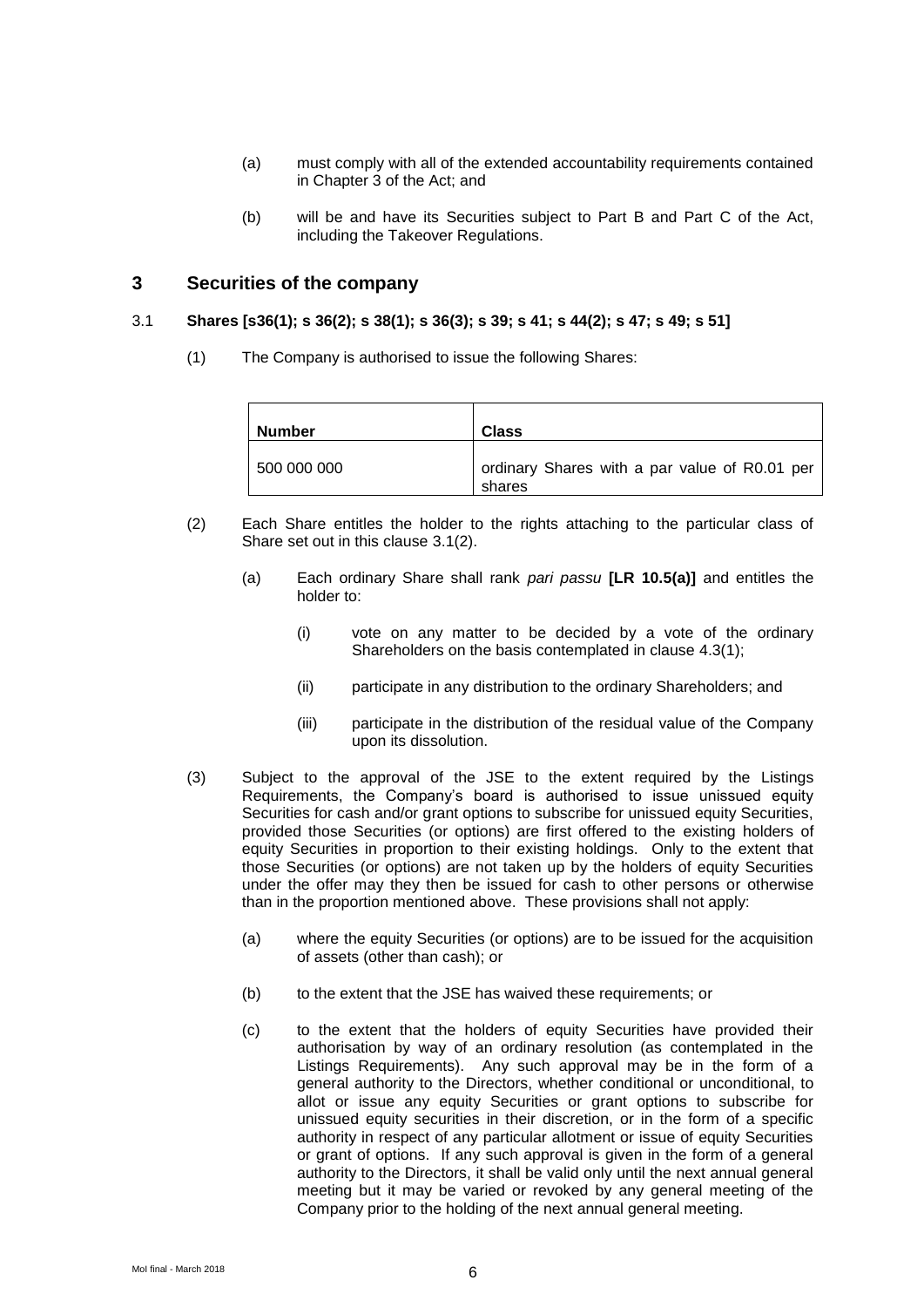(a) must comply with all of the extended accountability requirements contained in Chapter 3 of the Act; and

(b) will be and have its Securities subject to Part B and Part C of the Act, including the Takeover Regulations.

## 3 Securities of the company

### 3.1 Shares [s36(1); s 36(2); s 38(1); s 36(3); s 39; s 41; s 44(2); s 47; s 49; s 51]

(1) The Company is authorised to issue the following Shares:

| Number | Class |
|---|---|
| 500 000 000 | ordinary Shares with a par value of R0.01 per shares |

(2) Each Share entitles the holder to the rights attaching to the particular class of Share set out in this clause 3.1(2).

(a) Each ordinary Share shall rank *pari passu* **[LR 10.5(a)]** and entitles the holder to:

(i) vote on any matter to be decided by a vote of the ordinary Shareholders on the basis contemplated in clause 4.3(1);

(ii) participate in any distribution to the ordinary Shareholders; and

(iii) participate in the distribution of the residual value of the Company upon its dissolution.

(3) Subject to the approval of the JSE to the extent required by the Listings Requirements, the Company's board is authorised to issue unissued equity Securities for cash and/or grant options to subscribe for unissued equity Securities, provided those Securities (or options) are first offered to the existing holders of equity Securities in proportion to their existing holdings. Only to the extent that those Securities (or options) are not taken up by the holders of equity Securities under the offer may they then be issued for cash to other persons or otherwise than in the proportion mentioned above. These provisions shall not apply:

(a) where the equity Securities (or options) are to be issued for the acquisition of assets (other than cash); or

(b) to the extent that the JSE has waived these requirements; or

(c) to the extent that the holders of equity Securities have provided their authorisation by way of an ordinary resolution (as contemplated in the Listings Requirements). Any such approval may be in the form of a general authority to the Directors, whether conditional or unconditional, to allot or issue any equity Securities or grant options to subscribe for unissued equity securities in their discretion, or in the form of a specific authority in respect of any particular allotment or issue of equity Securities or grant of options. If any such approval is given in the form of a general authority to the Directors, it shall be valid only until the next annual general meeting but it may be varied or revoked by any general meeting of the Company prior to the holding of the next annual general meeting.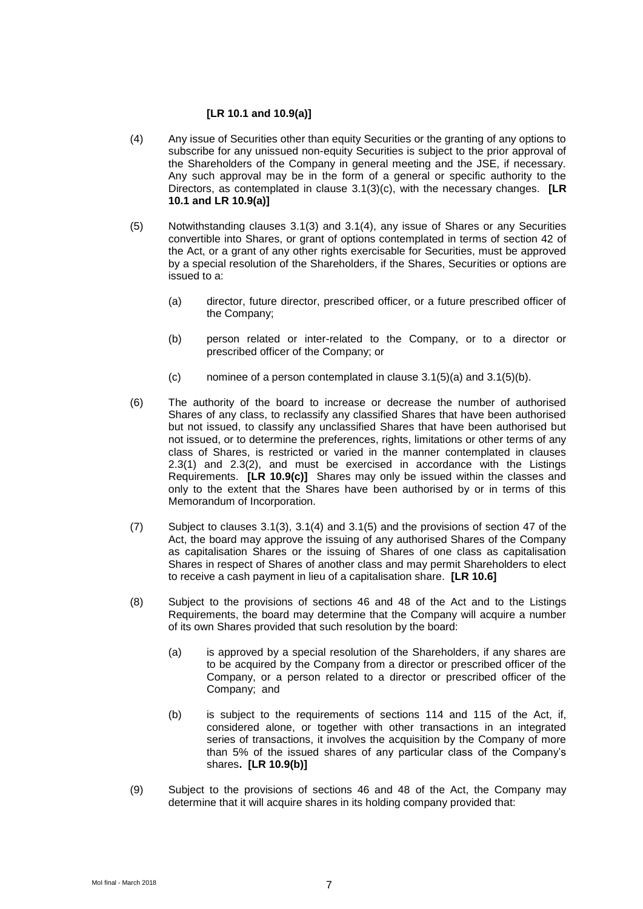**[LR 10.1 and 10.9(a)]**

(4) Any issue of Securities other than equity Securities or the granting of any options to subscribe for any unissued non-equity Securities is subject to the prior approval of the Shareholders of the Company in general meeting and the JSE, if necessary. Any such approval may be in the form of a general or specific authority to the Directors, as contemplated in clause 3.1(3)(c), with the necessary changes. **[LR 10.1 and LR 10.9(a)]**

(5) Notwithstanding clauses 3.1(3) and 3.1(4), any issue of Shares or any Securities convertible into Shares, or grant of options contemplated in terms of section 42 of the Act, or a grant of any other rights exercisable for Securities, must be approved by a special resolution of the Shareholders, if the Shares, Securities or options are issued to a:

(a) director, future director, prescribed officer, or a future prescribed officer of the Company;

(b) person related or inter-related to the Company, or to a director or prescribed officer of the Company; or

(c) nominee of a person contemplated in clause 3.1(5)(a) and 3.1(5)(b).

(6) The authority of the board to increase or decrease the number of authorised Shares of any class, to reclassify any classified Shares that have been authorised but not issued, to classify any unclassified Shares that have been authorised but not issued, or to determine the preferences, rights, limitations or other terms of any class of Shares, is restricted or varied in the manner contemplated in clauses 2.3(1) and 2.3(2), and must be exercised in accordance with the Listings Requirements. **[LR 10.9(c)]** Shares may only be issued within the classes and only to the extent that the Shares have been authorised by or in terms of this Memorandum of Incorporation.

(7) Subject to clauses 3.1(3), 3.1(4) and 3.1(5) and the provisions of section 47 of the Act, the board may approve the issuing of any authorised Shares of the Company as capitalisation Shares or the issuing of Shares of one class as capitalisation Shares in respect of Shares of another class and may permit Shareholders to elect to receive a cash payment in lieu of a capitalisation share. **[LR 10.6]**

(8) Subject to the provisions of sections 46 and 48 of the Act and to the Listings Requirements, the board may determine that the Company will acquire a number of its own Shares provided that such resolution by the board:

(a) is approved by a special resolution of the Shareholders, if any shares are to be acquired by the Company from a director or prescribed officer of the Company, or a person related to a director or prescribed officer of the Company; and

(b) is subject to the requirements of sections 114 and 115 of the Act, if, considered alone, or together with other transactions in an integrated series of transactions, it involves the acquisition by the Company of more than 5% of the issued shares of any particular class of the Company's shares**. [LR 10.9(b)]**

(9) Subject to the provisions of sections 46 and 48 of the Act, the Company may determine that it will acquire shares in its holding company provided that: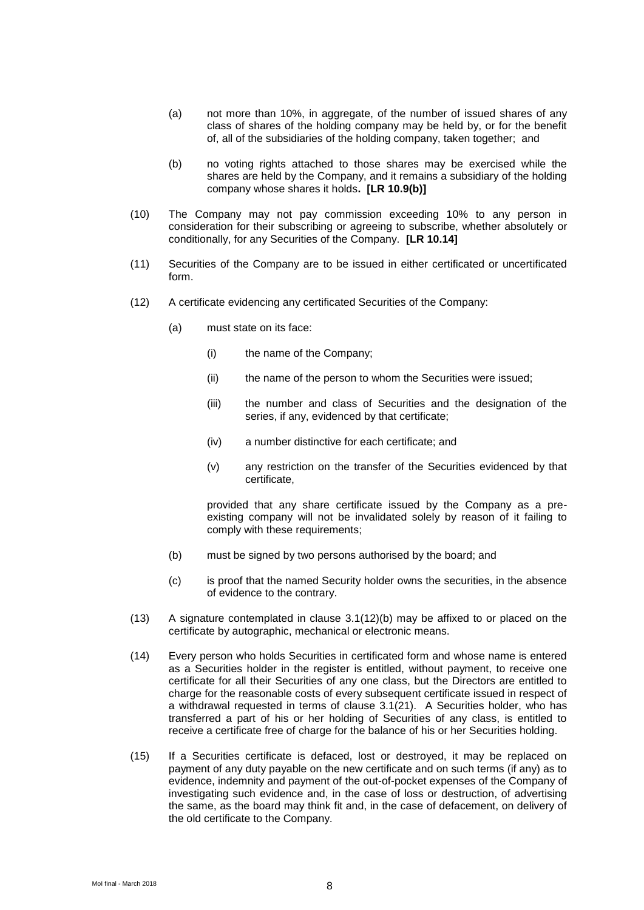(a) not more than 10%, in aggregate, of the number of issued shares of any class of shares of the holding company may be held by, or for the benefit of, all of the subsidiaries of the holding company, taken together; and

(b) no voting rights attached to those shares may be exercised while the shares are held by the Company, and it remains a subsidiary of the holding company whose shares it holds. **[LR 10.9(b)]**

(10) The Company may not pay commission exceeding 10% to any person in consideration for their subscribing or agreeing to subscribe, whether absolutely or conditionally, for any Securities of the Company. **[LR 10.14]**

(11) Securities of the Company are to be issued in either certificated or uncertificated form.

(12) A certificate evidencing any certificated Securities of the Company:

(a) must state on its face:

(i) the name of the Company;

(ii) the name of the person to whom the Securities were issued;

(iii) the number and class of Securities and the designation of the series, if any, evidenced by that certificate;

(iv) a number distinctive for each certificate; and

(v) any restriction on the transfer of the Securities evidenced by that certificate,

provided that any share certificate issued by the Company as a pre-existing company will not be invalidated solely by reason of it failing to comply with these requirements;

(b) must be signed by two persons authorised by the board; and

(c) is proof that the named Security holder owns the securities, in the absence of evidence to the contrary.

(13) A signature contemplated in clause 3.1(12)(b) may be affixed to or placed on the certificate by autographic, mechanical or electronic means.

(14) Every person who holds Securities in certificated form and whose name is entered as a Securities holder in the register is entitled, without payment, to receive one certificate for all their Securities of any one class, but the Directors are entitled to charge for the reasonable costs of every subsequent certificate issued in respect of a withdrawal requested in terms of clause 3.1(21). A Securities holder, who has transferred a part of his or her holding of Securities of any class, is entitled to receive a certificate free of charge for the balance of his or her Securities holding.

(15) If a Securities certificate is defaced, lost or destroyed, it may be replaced on payment of any duty payable on the new certificate and on such terms (if any) as to evidence, indemnity and payment of the out-of-pocket expenses of the Company of investigating such evidence and, in the case of loss or destruction, of advertising the same, as the board may think fit and, in the case of defacement, on delivery of the old certificate to the Company.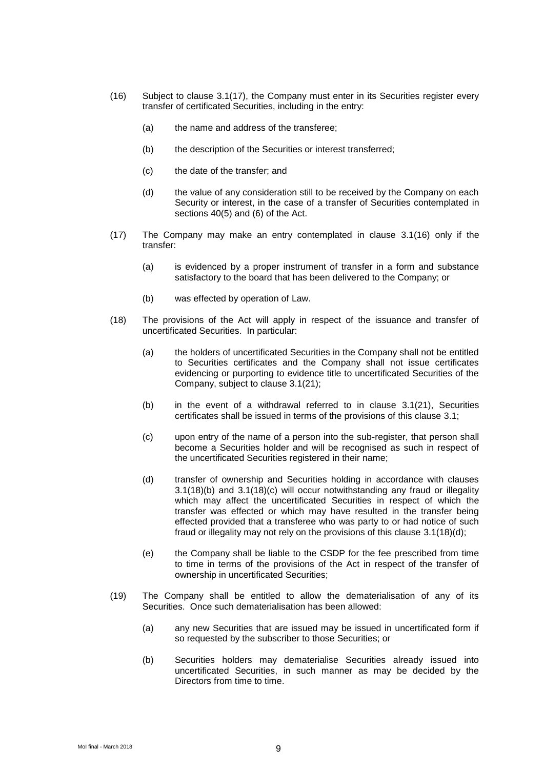(16) Subject to clause 3.1(17), the Company must enter in its Securities register every transfer of certificated Securities, including in the entry:

(a) the name and address of the transferee;

(b) the description of the Securities or interest transferred;

(c) the date of the transfer; and

(d) the value of any consideration still to be received by the Company on each Security or interest, in the case of a transfer of Securities contemplated in sections 40(5) and (6) of the Act.

(17) The Company may make an entry contemplated in clause 3.1(16) only if the transfer:

(a) is evidenced by a proper instrument of transfer in a form and substance satisfactory to the board that has been delivered to the Company; or

(b) was effected by operation of Law.

(18) The provisions of the Act will apply in respect of the issuance and transfer of uncertificated Securities. In particular:

(a) the holders of uncertificated Securities in the Company shall not be entitled to Securities certificates and the Company shall not issue certificates evidencing or purporting to evidence title to uncertificated Securities of the Company, subject to clause 3.1(21);

(b) in the event of a withdrawal referred to in clause 3.1(21), Securities certificates shall be issued in terms of the provisions of this clause 3.1;

(c) upon entry of the name of a person into the sub-register, that person shall become a Securities holder and will be recognised as such in respect of the uncertificated Securities registered in their name;

(d) transfer of ownership and Securities holding in accordance with clauses 3.1(18)(b) and 3.1(18)(c) will occur notwithstanding any fraud or illegality which may affect the uncertificated Securities in respect of which the transfer was effected or which may have resulted in the transfer being effected provided that a transferee who was party to or had notice of such fraud or illegality may not rely on the provisions of this clause 3.1(18)(d);

(e) the Company shall be liable to the CSDP for the fee prescribed from time to time in terms of the provisions of the Act in respect of the transfer of ownership in uncertificated Securities;

(19) The Company shall be entitled to allow the dematerialisation of any of its Securities. Once such dematerialisation has been allowed:

(a) any new Securities that are issued may be issued in uncertificated form if so requested by the subscriber to those Securities; or

(b) Securities holders may dematerialise Securities already issued into uncertificated Securities, in such manner as may be decided by the Directors from time to time.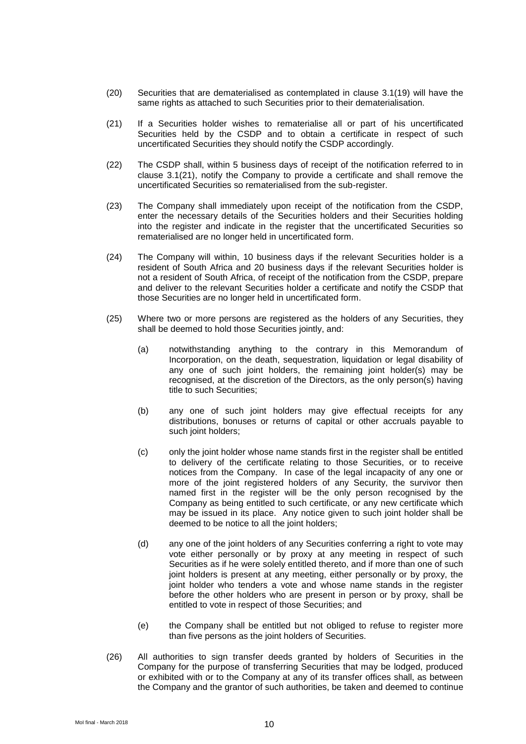(20) Securities that are dematerialised as contemplated in clause 3.1(19) will have the same rights as attached to such Securities prior to their dematerialisation.

(21) If a Securities holder wishes to rematerialise all or part of his uncertificated Securities held by the CSDP and to obtain a certificate in respect of such uncertificated Securities they should notify the CSDP accordingly.

(22) The CSDP shall, within 5 business days of receipt of the notification referred to in clause 3.1(21), notify the Company to provide a certificate and shall remove the uncertificated Securities so rematerialised from the sub-register.

(23) The Company shall immediately upon receipt of the notification from the CSDP, enter the necessary details of the Securities holders and their Securities holding into the register and indicate in the register that the uncertificated Securities so rematerialised are no longer held in uncertificated form.

(24) The Company will within, 10 business days if the relevant Securities holder is a resident of South Africa and 20 business days if the relevant Securities holder is not a resident of South Africa, of receipt of the notification from the CSDP, prepare and deliver to the relevant Securities holder a certificate and notify the CSDP that those Securities are no longer held in uncertificated form.

(25) Where two or more persons are registered as the holders of any Securities, they shall be deemed to hold those Securities jointly, and:

   (a) notwithstanding anything to the contrary in this Memorandum of Incorporation, on the death, sequestration, liquidation or legal disability of any one of such joint holders, the remaining joint holder(s) may be recognised, at the discretion of the Directors, as the only person(s) having title to such Securities;

   (b) any one of such joint holders may give effectual receipts for any distributions, bonuses or returns of capital or other accruals payable to such joint holders;

   (c) only the joint holder whose name stands first in the register shall be entitled to delivery of the certificate relating to those Securities, or to receive notices from the Company. In case of the legal incapacity of any one or more of the joint registered holders of any Security, the survivor then named first in the register will be the only person recognised by the Company as being entitled to such certificate, or any new certificate which may be issued in its place. Any notice given to such joint holder shall be deemed to be notice to all the joint holders;

   (d) any one of the joint holders of any Securities conferring a right to vote may vote either personally or by proxy at any meeting in respect of such Securities as if he were solely entitled thereto, and if more than one of such joint holders is present at any meeting, either personally or by proxy, the joint holder who tenders a vote and whose name stands in the register before the other holders who are present in person or by proxy, shall be entitled to vote in respect of those Securities; and

   (e) the Company shall be entitled but not obliged to refuse to register more than five persons as the joint holders of Securities.

(26) All authorities to sign transfer deeds granted by holders of Securities in the Company for the purpose of transferring Securities that may be lodged, produced or exhibited with or to the Company at any of its transfer offices shall, as between the Company and the grantor of such authorities, be taken and deemed to continue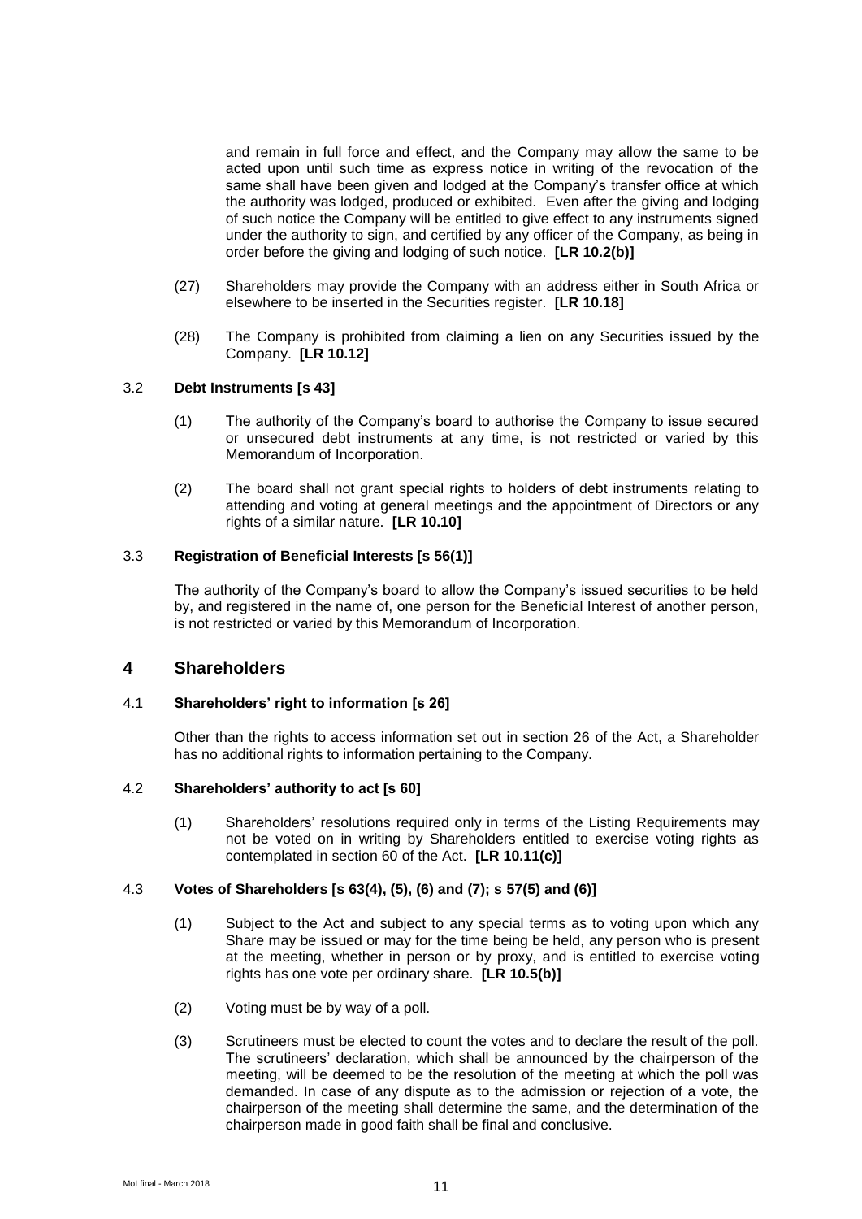and remain in full force and effect, and the Company may allow the same to be acted upon until such time as express notice in writing of the revocation of the same shall have been given and lodged at the Company's transfer office at which the authority was lodged, produced or exhibited. Even after the giving and lodging of such notice the Company will be entitled to give effect to any instruments signed under the authority to sign, and certified by any officer of the Company, as being in order before the giving and lodging of such notice. **[LR 10.2(b)]**

(27) Shareholders may provide the Company with an address either in South Africa or elsewhere to be inserted in the Securities register. **[LR 10.18]**

(28) The Company is prohibited from claiming a lien on any Securities issued by the Company. **[LR 10.12]**

### 3.2 Debt Instruments [s 43]

(1) The authority of the Company's board to authorise the Company to issue secured or unsecured debt instruments at any time, is not restricted or varied by this Memorandum of Incorporation.

(2) The board shall not grant special rights to holders of debt instruments relating to attending and voting at general meetings and the appointment of Directors or any rights of a similar nature. **[LR 10.10]**

### 3.3 Registration of Beneficial Interests [s 56(1)]

The authority of the Company's board to allow the Company's issued securities to be held by, and registered in the name of, one person for the Beneficial Interest of another person, is not restricted or varied by this Memorandum of Incorporation.

## 4 Shareholders

### 4.1 Shareholders' right to information [s 26]

Other than the rights to access information set out in section 26 of the Act, a Shareholder has no additional rights to information pertaining to the Company.

### 4.2 Shareholders' authority to act [s 60]

(1) Shareholders' resolutions required only in terms of the Listing Requirements may not be voted on in writing by Shareholders entitled to exercise voting rights as contemplated in section 60 of the Act. **[LR 10.11(c)]**

### 4.3 Votes of Shareholders [s 63(4), (5), (6) and (7); s 57(5) and (6)]

(1) Subject to the Act and subject to any special terms as to voting upon which any Share may be issued or may for the time being be held, any person who is present at the meeting, whether in person or by proxy, and is entitled to exercise voting rights has one vote per ordinary share. **[LR 10.5(b)]**

(2) Voting must be by way of a poll.

(3) Scrutineers must be elected to count the votes and to declare the result of the poll. The scrutineers' declaration, which shall be announced by the chairperson of the meeting, will be deemed to be the resolution of the meeting at which the poll was demanded. In case of any dispute as to the admission or rejection of a vote, the chairperson of the meeting shall determine the same, and the determination of the chairperson made in good faith shall be final and conclusive.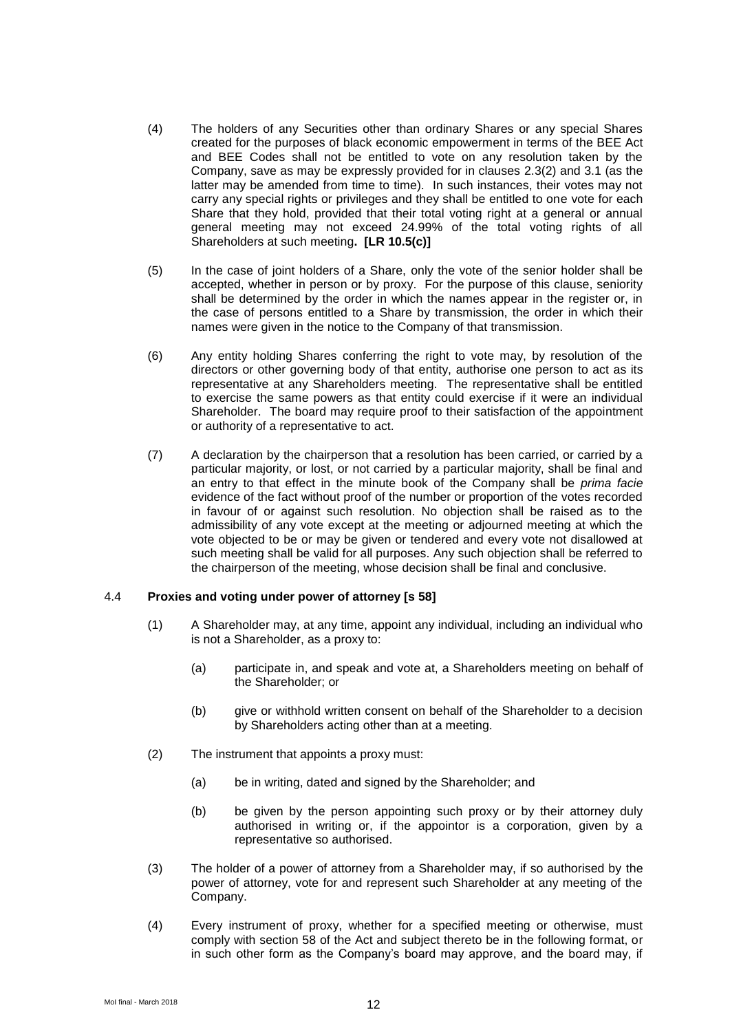(4) The holders of any Securities other than ordinary Shares or any special Shares created for the purposes of black economic empowerment in terms of the BEE Act and BEE Codes shall not be entitled to vote on any resolution taken by the Company, save as may be expressly provided for in clauses 2.3(2) and 3.1 (as the latter may be amended from time to time). In such instances, their votes may not carry any special rights or privileges and they shall be entitled to one vote for each Share that they hold, provided that their total voting right at a general or annual general meeting may not exceed 24.99% of the total voting rights of all Shareholders at such meeting**. [LR 10.5(c)]**

(5) In the case of joint holders of a Share, only the vote of the senior holder shall be accepted, whether in person or by proxy. For the purpose of this clause, seniority shall be determined by the order in which the names appear in the register or, in the case of persons entitled to a Share by transmission, the order in which their names were given in the notice to the Company of that transmission.

(6) Any entity holding Shares conferring the right to vote may, by resolution of the directors or other governing body of that entity, authorise one person to act as its representative at any Shareholders meeting. The representative shall be entitled to exercise the same powers as that entity could exercise if it were an individual Shareholder. The board may require proof to their satisfaction of the appointment or authority of a representative to act.

(7) A declaration by the chairperson that a resolution has been carried, or carried by a particular majority, or lost, or not carried by a particular majority, shall be final and an entry to that effect in the minute book of the Company shall be *prima facie* evidence of the fact without proof of the number or proportion of the votes recorded in favour of or against such resolution. No objection shall be raised as to the admissibility of any vote except at the meeting or adjourned meeting at which the vote objected to be or may be given or tendered and every vote not disallowed at such meeting shall be valid for all purposes. Any such objection shall be referred to the chairperson of the meeting, whose decision shall be final and conclusive.

4.4 **Proxies and voting under power of attorney [s 58]**

(1) A Shareholder may, at any time, appoint any individual, including an individual who is not a Shareholder, as a proxy to:

(a) participate in, and speak and vote at, a Shareholders meeting on behalf of the Shareholder; or

(b) give or withhold written consent on behalf of the Shareholder to a decision by Shareholders acting other than at a meeting.

(2) The instrument that appoints a proxy must:

(a) be in writing, dated and signed by the Shareholder; and

(b) be given by the person appointing such proxy or by their attorney duly authorised in writing or, if the appointor is a corporation, given by a representative so authorised.

(3) The holder of a power of attorney from a Shareholder may, if so authorised by the power of attorney, vote for and represent such Shareholder at any meeting of the Company.

(4) Every instrument of proxy, whether for a specified meeting or otherwise, must comply with section 58 of the Act and subject thereto be in the following format, or in such other form as the Company's board may approve, and the board may, if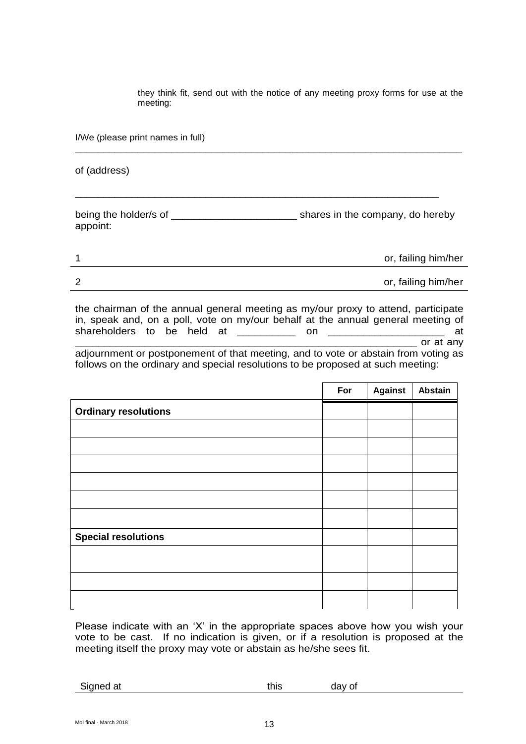they think fit, send out with the notice of any meeting proxy forms for use at the meeting:

I/We (please print names in full)

______________________________________________________________________

of (address)

______________________________________________________________________

being the holder/s of ______________________ shares in the company, do hereby appoint:

1 ______________________________________________________ or, failing him/her

2 ______________________________________________________ or, failing him/her

the chairman of the annual general meeting as my/our proxy to attend, participate in, speak and, on a poll, vote on my/our behalf at the annual general meeting of shareholders to be held at __________ on ____________________ at ____________________________________________________________ or at any adjournment or postponement of that meeting, and to vote or abstain from voting as follows on the ordinary and special resolutions to be proposed at such meeting:

| | For | Against | Abstain |
|---|---|---|---|
| **Ordinary resolutions** | | | |
| | | | |
| | | | |
| | | | |
| | | | |
| | | | |
| | | | |
| **Special resolutions** | | | |
| | | | |
| | | | |
| | | | |

Please indicate with an 'X' in the appropriate spaces above how you wish your vote to be cast. If no indication is given, or if a resolution is proposed at the meeting itself the proxy may vote or abstain as he/she sees fit.

Signed at ____________________ this ________ day of ____________________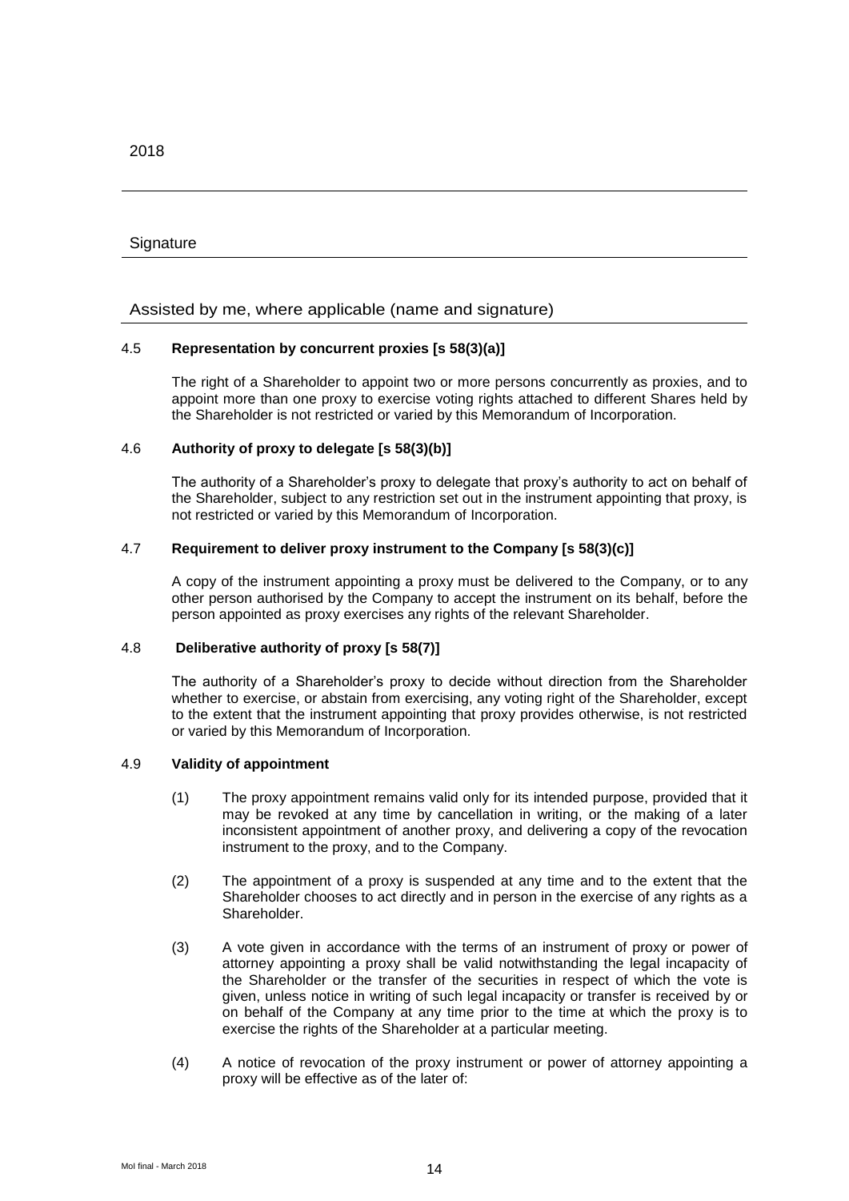2018

---

Signature

---

Assisted by me, where applicable (name and signature)

---

4.5 **Representation by concurrent proxies [s 58(3)(a)]**

The right of a Shareholder to appoint two or more persons concurrently as proxies, and to appoint more than one proxy to exercise voting rights attached to different Shares held by the Shareholder is not restricted or varied by this Memorandum of Incorporation.

4.6 **Authority of proxy to delegate [s 58(3)(b)]**

The authority of a Shareholder's proxy to delegate that proxy's authority to act on behalf of the Shareholder, subject to any restriction set out in the instrument appointing that proxy, is not restricted or varied by this Memorandum of Incorporation.

4.7 **Requirement to deliver proxy instrument to the Company [s 58(3)(c)]**

A copy of the instrument appointing a proxy must be delivered to the Company, or to any other person authorised by the Company to accept the instrument on its behalf, before the person appointed as proxy exercises any rights of the relevant Shareholder.

4.8 **Deliberative authority of proxy [s 58(7)]**

The authority of a Shareholder's proxy to decide without direction from the Shareholder whether to exercise, or abstain from exercising, any voting right of the Shareholder, except to the extent that the instrument appointing that proxy provides otherwise, is not restricted or varied by this Memorandum of Incorporation.

4.9 **Validity of appointment**

(1) The proxy appointment remains valid only for its intended purpose, provided that it may be revoked at any time by cancellation in writing, or the making of a later inconsistent appointment of another proxy, and delivering a copy of the revocation instrument to the proxy, and to the Company.

(2) The appointment of a proxy is suspended at any time and to the extent that the Shareholder chooses to act directly and in person in the exercise of any rights as a Shareholder.

(3) A vote given in accordance with the terms of an instrument of proxy or power of attorney appointing a proxy shall be valid notwithstanding the legal incapacity of the Shareholder or the transfer of the securities in respect of which the vote is given, unless notice in writing of such legal incapacity or transfer is received by or on behalf of the Company at any time prior to the time at which the proxy is to exercise the rights of the Shareholder at a particular meeting.

(4) A notice of revocation of the proxy instrument or power of attorney appointing a proxy will be effective as of the later of: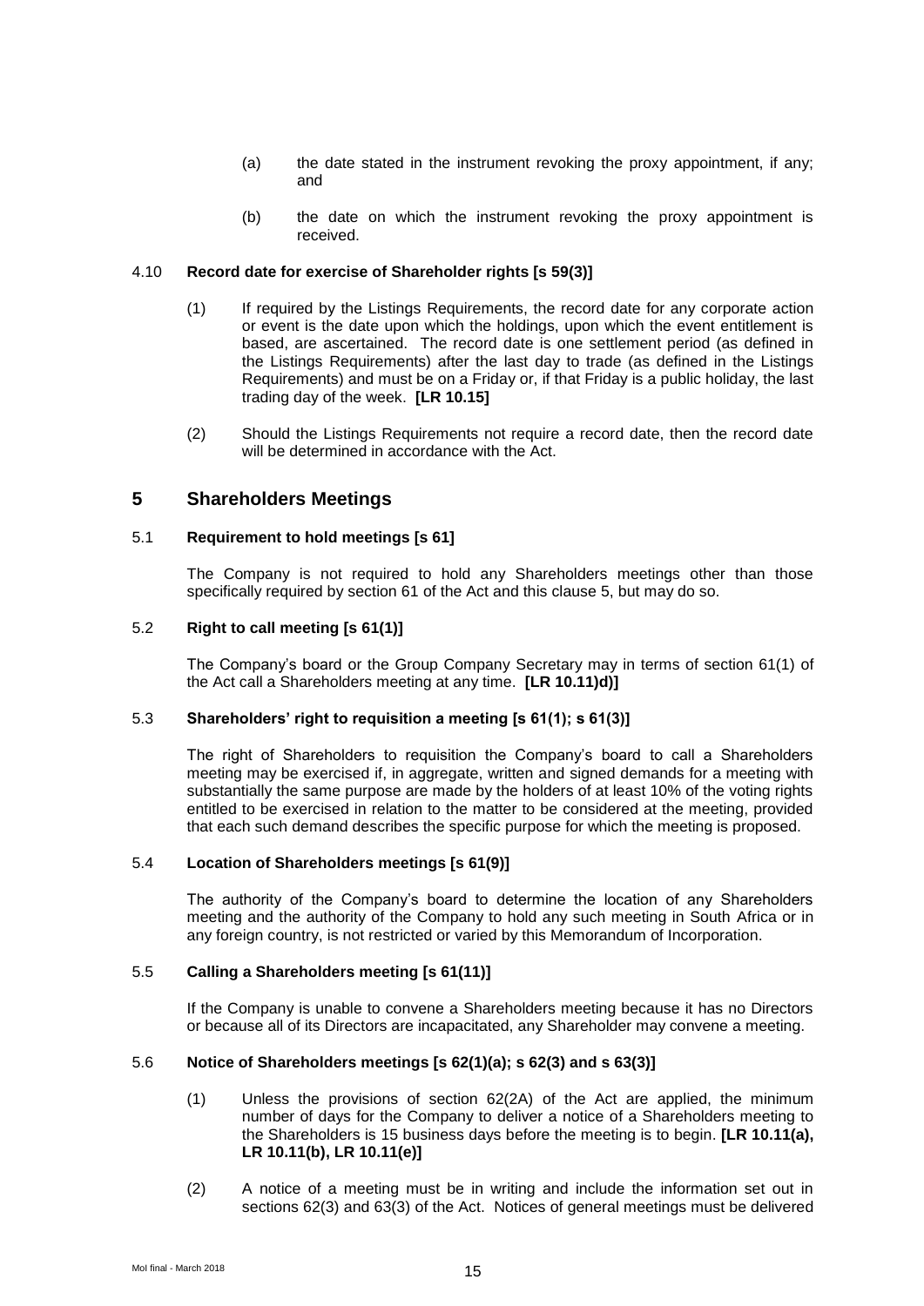(a) the date stated in the instrument revoking the proxy appointment, if any; and

(b) the date on which the instrument revoking the proxy appointment is received.

4.10 **Record date for exercise of Shareholder rights [s 59(3)]**

(1) If required by the Listings Requirements, the record date for any corporate action or event is the date upon which the holdings, upon which the event entitlement is based, are ascertained. The record date is one settlement period (as defined in the Listings Requirements) after the last day to trade (as defined in the Listings Requirements) and must be on a Friday or, if that Friday is a public holiday, the last trading day of the week. **[LR 10.15]**

(2) Should the Listings Requirements not require a record date, then the record date will be determined in accordance with the Act.

## 5 Shareholders Meetings

5.1 **Requirement to hold meetings [s 61]**

The Company is not required to hold any Shareholders meetings other than those specifically required by section 61 of the Act and this clause 5, but may do so.

5.2 **Right to call meeting [s 61(1)]**

The Company's board or the Group Company Secretary may in terms of section 61(1) of the Act call a Shareholders meeting at any time. **[LR 10.11d)]**

5.3 **Shareholders' right to requisition a meeting [s 61(1); s 61(3)]**

The right of Shareholders to requisition the Company's board to call a Shareholders meeting may be exercised if, in aggregate, written and signed demands for a meeting with substantially the same purpose are made by the holders of at least 10% of the voting rights entitled to be exercised in relation to the matter to be considered at the meeting, provided that each such demand describes the specific purpose for which the meeting is proposed.

5.4 **Location of Shareholders meetings [s 61(9)]**

The authority of the Company's board to determine the location of any Shareholders meeting and the authority of the Company to hold any such meeting in South Africa or in any foreign country, is not restricted or varied by this Memorandum of Incorporation.

5.5 **Calling a Shareholders meeting [s 61(11)]**

If the Company is unable to convene a Shareholders meeting because it has no Directors or because all of its Directors are incapacitated, any Shareholder may convene a meeting.

5.6 **Notice of Shareholders meetings [s 62(1)(a); s 62(3) and s 63(3)]**

(1) Unless the provisions of section 62(2A) of the Act are applied, the minimum number of days for the Company to deliver a notice of a Shareholders meeting to the Shareholders is 15 business days before the meeting is to begin. **[LR 10.11(a), LR 10.11(b), LR 10.11(e)]**

(2) A notice of a meeting must be in writing and include the information set out in sections 62(3) and 63(3) of the Act. Notices of general meetings must be delivered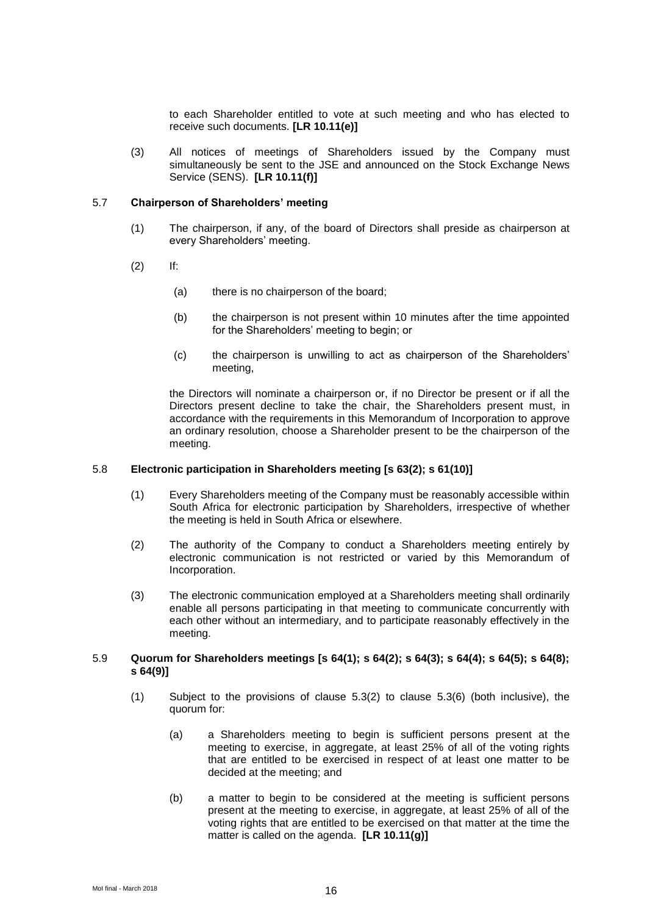to each Shareholder entitled to vote at such meeting and who has elected to receive such documents. **[LR 10.11(e)]**

(3) All notices of meetings of Shareholders issued by the Company must simultaneously be sent to the JSE and announced on the Stock Exchange News Service (SENS). **[LR 10.11(f)]**

### 5.7 Chairperson of Shareholders' meeting

(1) The chairperson, if any, of the board of Directors shall preside as chairperson at every Shareholders' meeting.

(2) If:

(a) there is no chairperson of the board;

(b) the chairperson is not present within 10 minutes after the time appointed for the Shareholders' meeting to begin; or

(c) the chairperson is unwilling to act as chairperson of the Shareholders' meeting,

the Directors will nominate a chairperson or, if no Director be present or if all the Directors present decline to take the chair, the Shareholders present must, in accordance with the requirements in this Memorandum of Incorporation to approve an ordinary resolution, choose a Shareholder present to be the chairperson of the meeting.

### 5.8 Electronic participation in Shareholders meeting [s 63(2); s 61(10)]

(1) Every Shareholders meeting of the Company must be reasonably accessible within South Africa for electronic participation by Shareholders, irrespective of whether the meeting is held in South Africa or elsewhere.

(2) The authority of the Company to conduct a Shareholders meeting entirely by electronic communication is not restricted or varied by this Memorandum of Incorporation.

(3) The electronic communication employed at a Shareholders meeting shall ordinarily enable all persons participating in that meeting to communicate concurrently with each other without an intermediary, and to participate reasonably effectively in the meeting.

### 5.9 Quorum for Shareholders meetings [s 64(1); s 64(2); s 64(3); s 64(4); s 64(5); s 64(8); s 64(9)]

(1) Subject to the provisions of clause 5.3(2) to clause 5.3(6) (both inclusive), the quorum for:

(a) a Shareholders meeting to begin is sufficient persons present at the meeting to exercise, in aggregate, at least 25% of all of the voting rights that are entitled to be exercised in respect of at least one matter to be decided at the meeting; and

(b) a matter to begin to be considered at the meeting is sufficient persons present at the meeting to exercise, in aggregate, at least 25% of all of the voting rights that are entitled to be exercised on that matter at the time the matter is called on the agenda. **[LR 10.11(g)]**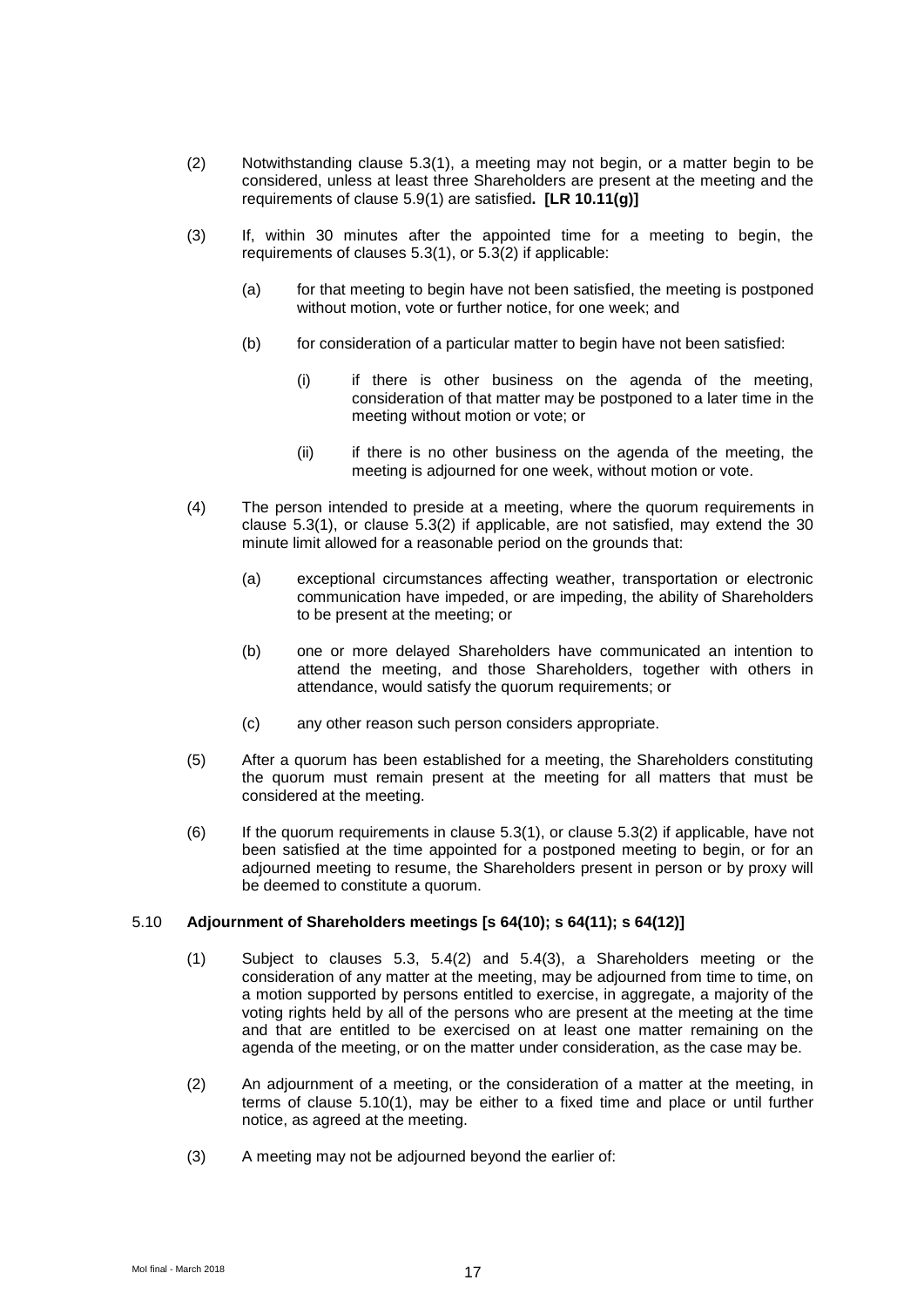(2) Notwithstanding clause 5.3(1), a meeting may not begin, or a matter begin to be considered, unless at least three Shareholders are present at the meeting and the requirements of clause 5.9(1) are satisfied**. [LR 10.11(g)]**

(3) If, within 30 minutes after the appointed time for a meeting to begin, the requirements of clauses 5.3(1), or 5.3(2) if applicable:

(a) for that meeting to begin have not been satisfied, the meeting is postponed without motion, vote or further notice, for one week; and

(b) for consideration of a particular matter to begin have not been satisfied:

(i) if there is other business on the agenda of the meeting, consideration of that matter may be postponed to a later time in the meeting without motion or vote; or

(ii) if there is no other business on the agenda of the meeting, the meeting is adjourned for one week, without motion or vote.

(4) The person intended to preside at a meeting, where the quorum requirements in clause 5.3(1), or clause 5.3(2) if applicable, are not satisfied, may extend the 30 minute limit allowed for a reasonable period on the grounds that:

(a) exceptional circumstances affecting weather, transportation or electronic communication have impeded, or are impeding, the ability of Shareholders to be present at the meeting; or

(b) one or more delayed Shareholders have communicated an intention to attend the meeting, and those Shareholders, together with others in attendance, would satisfy the quorum requirements; or

(c) any other reason such person considers appropriate.

(5) After a quorum has been established for a meeting, the Shareholders constituting the quorum must remain present at the meeting for all matters that must be considered at the meeting.

(6) If the quorum requirements in clause 5.3(1), or clause 5.3(2) if applicable, have not been satisfied at the time appointed for a postponed meeting to begin, or for an adjourned meeting to resume, the Shareholders present in person or by proxy will be deemed to constitute a quorum.

### 5.10 Adjournment of Shareholders meetings [s 64(10); s 64(11); s 64(12)]

(1) Subject to clauses 5.3, 5.4(2) and 5.4(3), a Shareholders meeting or the consideration of any matter at the meeting, may be adjourned from time to time, on a motion supported by persons entitled to exercise, in aggregate, a majority of the voting rights held by all of the persons who are present at the meeting at the time and that are entitled to be exercised on at least one matter remaining on the agenda of the meeting, or on the matter under consideration, as the case may be.

(2) An adjournment of a meeting, or the consideration of a matter at the meeting, in terms of clause 5.10(1), may be either to a fixed time and place or until further notice, as agreed at the meeting.

(3) A meeting may not be adjourned beyond the earlier of: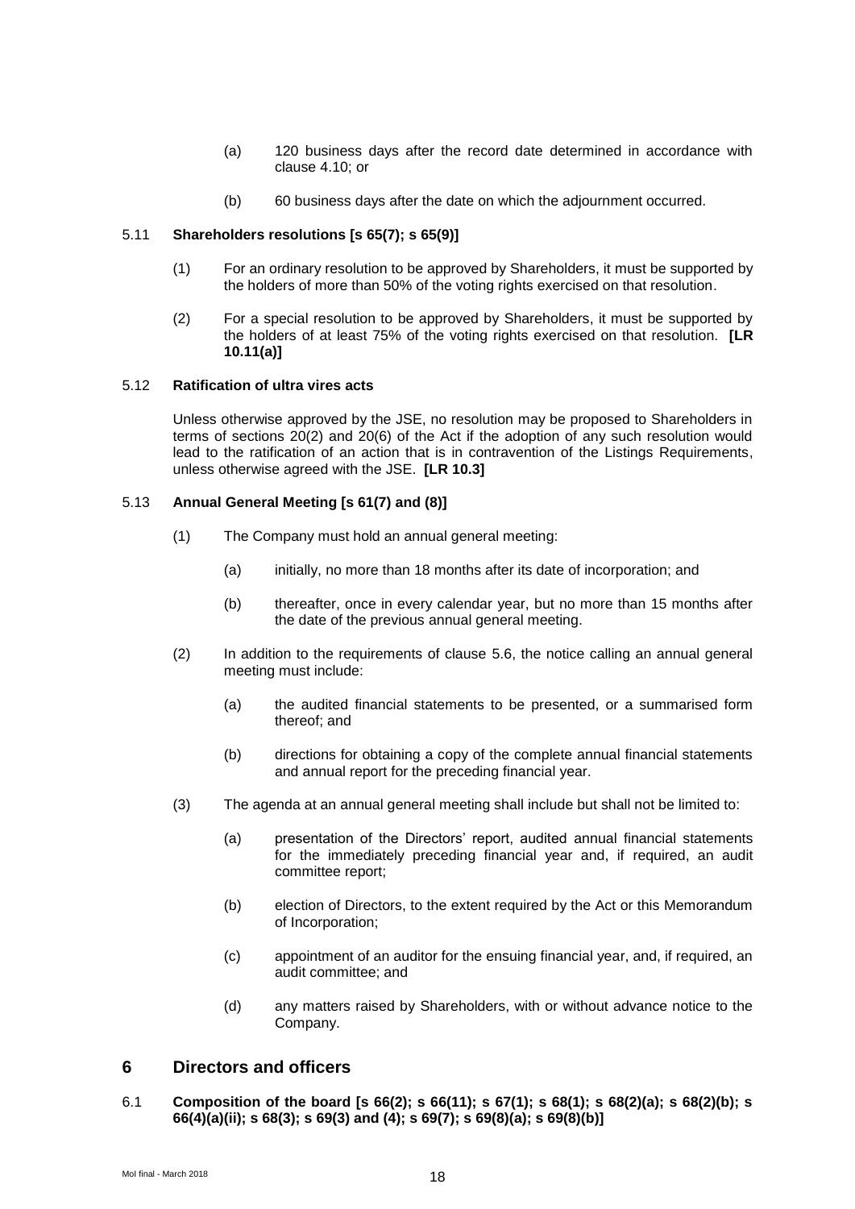(a) 120 business days after the record date determined in accordance with clause 4.10; or

(b) 60 business days after the date on which the adjournment occurred.

5.11 **Shareholders resolutions [s 65(7); s 65(9)]**

(1) For an ordinary resolution to be approved by Shareholders, it must be supported by the holders of more than 50% of the voting rights exercised on that resolution.

(2) For a special resolution to be approved by Shareholders, it must be supported by the holders of at least 75% of the voting rights exercised on that resolution. **[LR 10.11(a)]**

5.12 **Ratification of ultra vires acts**

Unless otherwise approved by the JSE, no resolution may be proposed to Shareholders in terms of sections 20(2) and 20(6) of the Act if the adoption of any such resolution would lead to the ratification of an action that is in contravention of the Listings Requirements, unless otherwise agreed with the JSE. **[LR 10.3]**

5.13 **Annual General Meeting [s 61(7) and (8)]**

(1) The Company must hold an annual general meeting:

(a) initially, no more than 18 months after its date of incorporation; and

(b) thereafter, once in every calendar year, but no more than 15 months after the date of the previous annual general meeting.

(2) In addition to the requirements of clause 5.6, the notice calling an annual general meeting must include:

(a) the audited financial statements to be presented, or a summarised form thereof; and

(b) directions for obtaining a copy of the complete annual financial statements and annual report for the preceding financial year.

(3) The agenda at an annual general meeting shall include but shall not be limited to:

(a) presentation of the Directors' report, audited annual financial statements for the immediately preceding financial year and, if required, an audit committee report;

(b) election of Directors, to the extent required by the Act or this Memorandum of Incorporation;

(c) appointment of an auditor for the ensuing financial year, and, if required, an audit committee; and

(d) any matters raised by Shareholders, with or without advance notice to the Company.

## 6 Directors and officers

6.1 **Composition of the board [s 66(2); s 66(11); s 67(1); s 68(1); s 68(2)(a); s 68(2)(b); s 66(4)(a)(ii); s 68(3); s 69(3) and (4); s 69(7); s 69(8)(a); s 69(8)(b)]**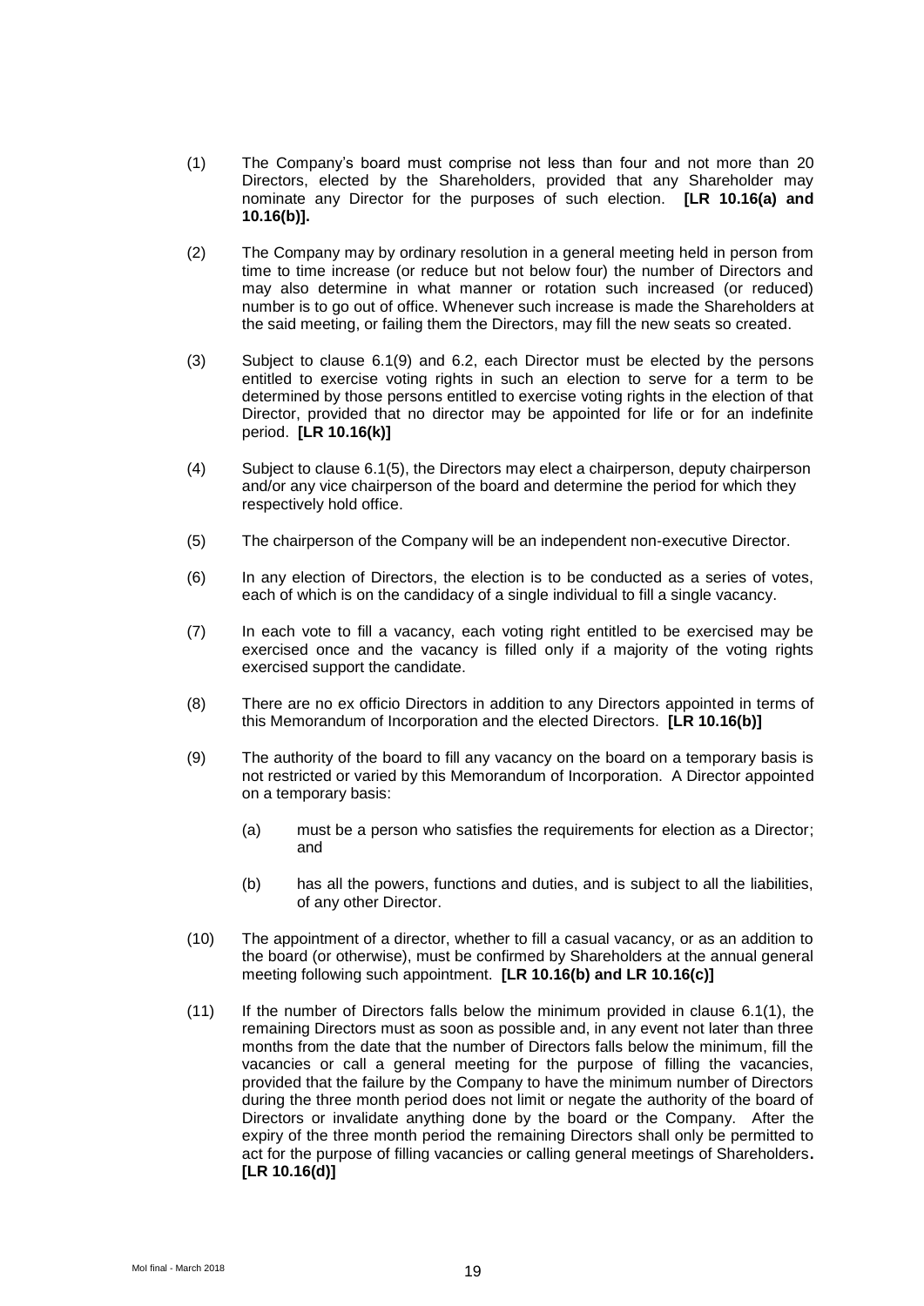(1) The Company's board must comprise not less than four and not more than 20 Directors, elected by the Shareholders, provided that any Shareholder may nominate any Director for the purposes of such election. **[LR 10.16(a) and 10.16(b)].**

(2) The Company may by ordinary resolution in a general meeting held in person from time to time increase (or reduce but not below four) the number of Directors and may also determine in what manner or rotation such increased (or reduced) number is to go out of office. Whenever such increase is made the Shareholders at the said meeting, or failing them the Directors, may fill the new seats so created.

(3) Subject to clause 6.1(9) and 6.2, each Director must be elected by the persons entitled to exercise voting rights in such an election to serve for a term to be determined by those persons entitled to exercise voting rights in the election of that Director, provided that no director may be appointed for life or for an indefinite period. **[LR 10.16(k)]**

(4) Subject to clause 6.1(5), the Directors may elect a chairperson, deputy chairperson and/or any vice chairperson of the board and determine the period for which they respectively hold office.

(5) The chairperson of the Company will be an independent non-executive Director.

(6) In any election of Directors, the election is to be conducted as a series of votes, each of which is on the candidacy of a single individual to fill a single vacancy.

(7) In each vote to fill a vacancy, each voting right entitled to be exercised may be exercised once and the vacancy is filled only if a majority of the voting rights exercised support the candidate.

(8) There are no ex officio Directors in addition to any Directors appointed in terms of this Memorandum of Incorporation and the elected Directors. **[LR 10.16(b)]**

(9) The authority of the board to fill any vacancy on the board on a temporary basis is not restricted or varied by this Memorandum of Incorporation. A Director appointed on a temporary basis:

   (a) must be a person who satisfies the requirements for election as a Director; and

   (b) has all the powers, functions and duties, and is subject to all the liabilities, of any other Director.

(10) The appointment of a director, whether to fill a casual vacancy, or as an addition to the board (or otherwise), must be confirmed by Shareholders at the annual general meeting following such appointment. **[LR 10.16(b) and LR 10.16(c)]**

(11) If the number of Directors falls below the minimum provided in clause 6.1(1), the remaining Directors must as soon as possible and, in any event not later than three months from the date that the number of Directors falls below the minimum, fill the vacancies or call a general meeting for the purpose of filling the vacancies, provided that the failure by the Company to have the minimum number of Directors during the three month period does not limit or negate the authority of the board of Directors or invalidate anything done by the board or the Company. After the expiry of the three month period the remaining Directors shall only be permitted to act for the purpose of filling vacancies or calling general meetings of Shareholders**. [LR 10.16(d)]**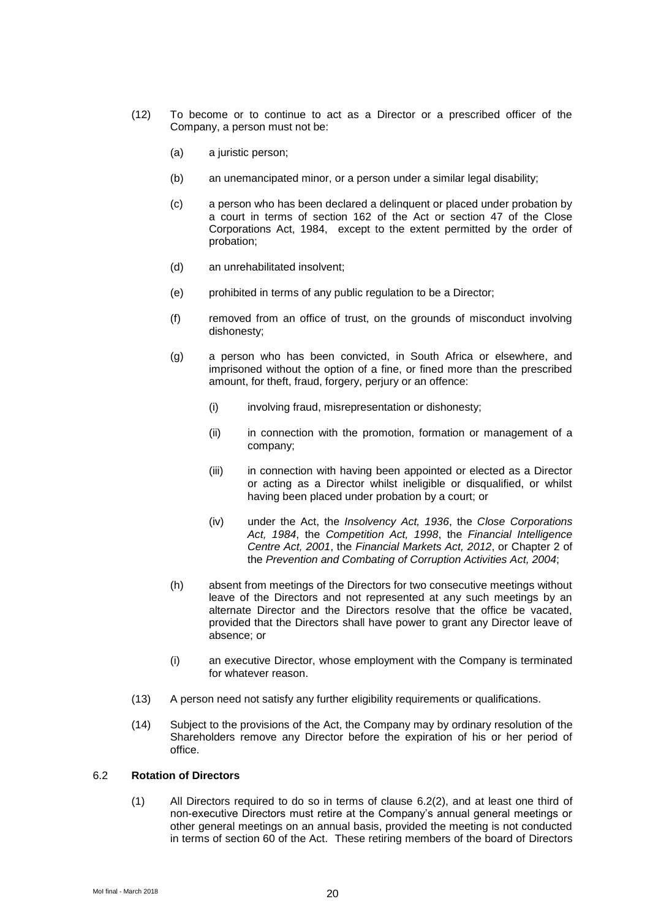(12) To become or to continue to act as a Director or a prescribed officer of the Company, a person must not be:

   (a) a juristic person;

   (b) an unemancipated minor, or a person under a similar legal disability;

   (c) a person who has been declared a delinquent or placed under probation by a court in terms of section 162 of the Act or section 47 of the Close Corporations Act, 1984, except to the extent permitted by the order of probation;

   (d) an unrehabilitated insolvent;

   (e) prohibited in terms of any public regulation to be a Director;

   (f) removed from an office of trust, on the grounds of misconduct involving dishonesty;

   (g) a person who has been convicted, in South Africa or elsewhere, and imprisoned without the option of a fine, or fined more than the prescribed amount, for theft, fraud, forgery, perjury or an offence:

      (i) involving fraud, misrepresentation or dishonesty;

      (ii) in connection with the promotion, formation or management of a company;

      (iii) in connection with having been appointed or elected as a Director or acting as a Director whilst ineligible or disqualified, or whilst having been placed under probation by a court; or

      (iv) under the Act, the *Insolvency Act, 1936*, the *Close Corporations Act, 1984*, the *Competition Act, 1998*, the *Financial Intelligence Centre Act, 2001*, the *Financial Markets Act, 2012*, or Chapter 2 of the *Prevention and Combating of Corruption Activities Act, 2004*;

   (h) absent from meetings of the Directors for two consecutive meetings without leave of the Directors and not represented at any such meetings by an alternate Director and the Directors resolve that the office be vacated, provided that the Directors shall have power to grant any Director leave of absence; or

   (i) an executive Director, whose employment with the Company is terminated for whatever reason.

(13) A person need not satisfy any further eligibility requirements or qualifications.

(14) Subject to the provisions of the Act, the Company may by ordinary resolution of the Shareholders remove any Director before the expiration of his or her period of office.

6.2 **Rotation of Directors**

(1) All Directors required to do so in terms of clause 6.2(2), and at least one third of non-executive Directors must retire at the Company's annual general meetings or other general meetings on an annual basis, provided the meeting is not conducted in terms of section 60 of the Act. These retiring members of the board of Directors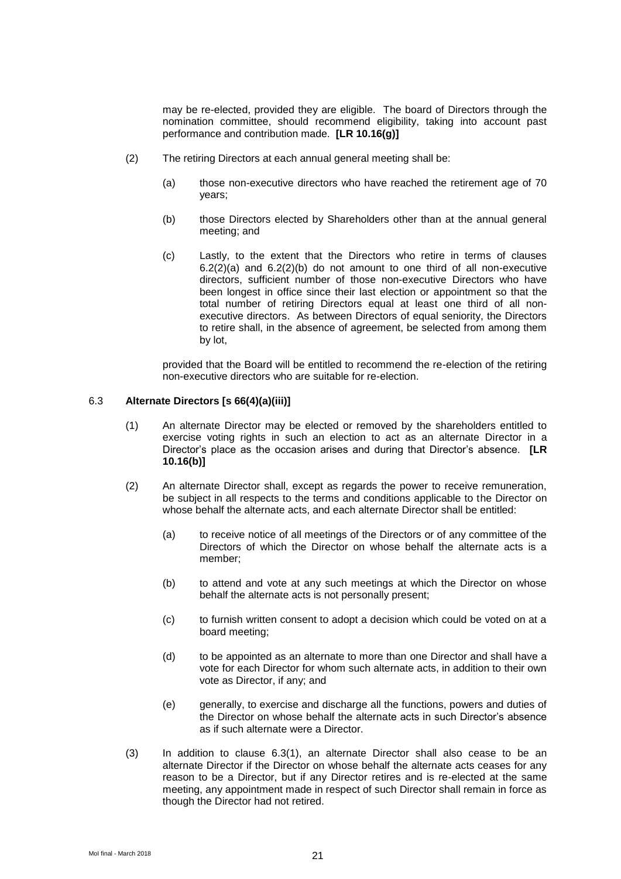may be re-elected, provided they are eligible. The board of Directors through the nomination committee, should recommend eligibility, taking into account past performance and contribution made. **[LR 10.16(g)]**

(2) The retiring Directors at each annual general meeting shall be:

(a) those non-executive directors who have reached the retirement age of 70 years;

(b) those Directors elected by Shareholders other than at the annual general meeting; and

(c) Lastly, to the extent that the Directors who retire in terms of clauses 6.2(2)(a) and 6.2(2)(b) do not amount to one third of all non-executive directors, sufficient number of those non-executive Directors who have been longest in office since their last election or appointment so that the total number of retiring Directors equal at least one third of all non-executive directors. As between Directors of equal seniority, the Directors to retire shall, in the absence of agreement, be selected from among them by lot,

provided that the Board will be entitled to recommend the re-election of the retiring non-executive directors who are suitable for re-election.

### 6.3 Alternate Directors [s 66(4)(a)(iii)]

(1) An alternate Director may be elected or removed by the shareholders entitled to exercise voting rights in such an election to act as an alternate Director in a Director's place as the occasion arises and during that Director's absence. **[LR 10.16(b)]**

(2) An alternate Director shall, except as regards the power to receive remuneration, be subject in all respects to the terms and conditions applicable to the Director on whose behalf the alternate acts, and each alternate Director shall be entitled:

(a) to receive notice of all meetings of the Directors or of any committee of the Directors of which the Director on whose behalf the alternate acts is a member;

(b) to attend and vote at any such meetings at which the Director on whose behalf the alternate acts is not personally present;

(c) to furnish written consent to adopt a decision which could be voted on at a board meeting;

(d) to be appointed as an alternate to more than one Director and shall have a vote for each Director for whom such alternate acts, in addition to their own vote as Director, if any; and

(e) generally, to exercise and discharge all the functions, powers and duties of the Director on whose behalf the alternate acts in such Director's absence as if such alternate were a Director.

(3) In addition to clause 6.3(1), an alternate Director shall also cease to be an alternate Director if the Director on whose behalf the alternate acts ceases for any reason to be a Director, but if any Director retires and is re-elected at the same meeting, any appointment made in respect of such Director shall remain in force as though the Director had not retired.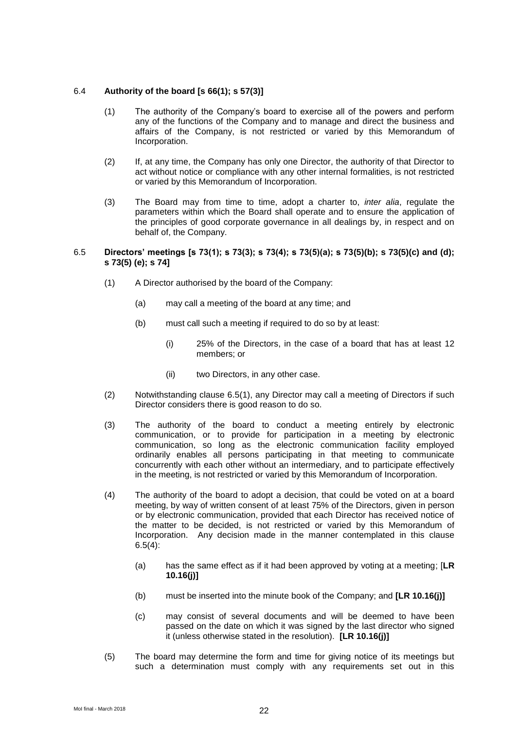6.4 **Authority of the board [s 66(1); s 57(3)]**

(1) The authority of the Company's board to exercise all of the powers and perform any of the functions of the Company and to manage and direct the business and affairs of the Company, is not restricted or varied by this Memorandum of Incorporation.

(2) If, at any time, the Company has only one Director, the authority of that Director to act without notice or compliance with any other internal formalities, is not restricted or varied by this Memorandum of Incorporation.

(3) The Board may from time to time, adopt a charter to, *inter alia*, regulate the parameters within which the Board shall operate and to ensure the application of the principles of good corporate governance in all dealings by, in respect and on behalf of, the Company.

6.5 **Directors' meetings [s 73(1); s 73(3); s 73(4); s 73(5)(a); s 73(5)(b); s 73(5)(c) and (d); s 73(5) (e); s 74]**

(1) A Director authorised by the board of the Company:

(a) may call a meeting of the board at any time; and

(b) must call such a meeting if required to do so by at least:

(i) 25% of the Directors, in the case of a board that has at least 12 members; or

(ii) two Directors, in any other case.

(2) Notwithstanding clause 6.5(1), any Director may call a meeting of Directors if such Director considers there is good reason to do so.

(3) The authority of the board to conduct a meeting entirely by electronic communication, or to provide for participation in a meeting by electronic communication, so long as the electronic communication facility employed ordinarily enables all persons participating in that meeting to communicate concurrently with each other without an intermediary, and to participate effectively in the meeting, is not restricted or varied by this Memorandum of Incorporation.

(4) The authority of the board to adopt a decision, that could be voted on at a board meeting, by way of written consent of at least 75% of the Directors, given in person or by electronic communication, provided that each Director has received notice of the matter to be decided, is not restricted or varied by this Memorandum of Incorporation. Any decision made in the manner contemplated in this clause 6.5(4):

(a) has the same effect as if it had been approved by voting at a meeting; [**LR 10.16(j)]**

(b) must be inserted into the minute book of the Company; and **[LR 10.16(j)]**

(c) may consist of several documents and will be deemed to have been passed on the date on which it was signed by the last director who signed it (unless otherwise stated in the resolution). **[LR 10.16(j)]**

(5) The board may determine the form and time for giving notice of its meetings but such a determination must comply with any requirements set out in this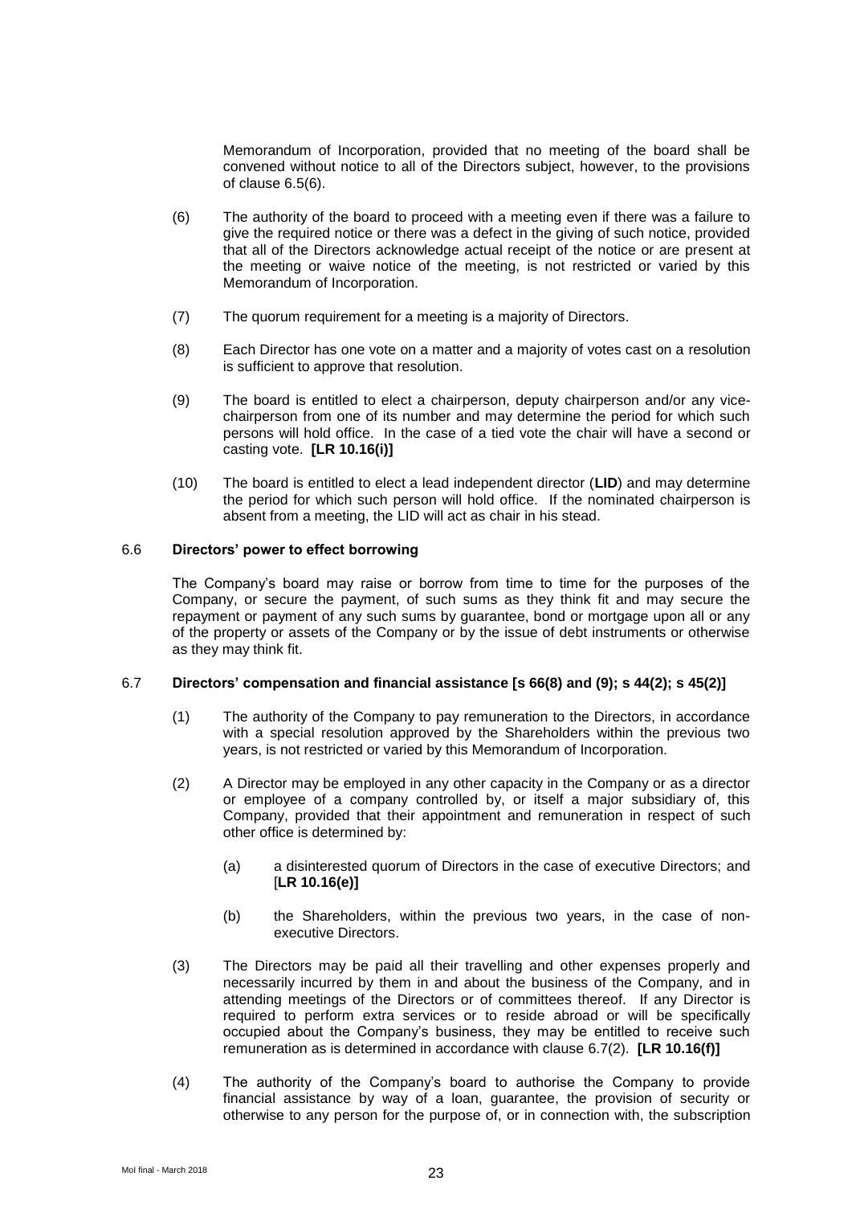Memorandum of Incorporation, provided that no meeting of the board shall be convened without notice to all of the Directors subject, however, to the provisions of clause 6.5(6).

(6) The authority of the board to proceed with a meeting even if there was a failure to give the required notice or there was a defect in the giving of such notice, provided that all of the Directors acknowledge actual receipt of the notice or are present at the meeting or waive notice of the meeting, is not restricted or varied by this Memorandum of Incorporation.

(7) The quorum requirement for a meeting is a majority of Directors.

(8) Each Director has one vote on a matter and a majority of votes cast on a resolution is sufficient to approve that resolution.

(9) The board is entitled to elect a chairperson, deputy chairperson and/or any vice-chairperson from one of its number and may determine the period for which such persons will hold office. In the case of a tied vote the chair will have a second or casting vote. **[LR 10.16(i)]**

(10) The board is entitled to elect a lead independent director (**LID**) and may determine the period for which such person will hold office. If the nominated chairperson is absent from a meeting, the LID will act as chair in his stead.

### 6.6 Directors' power to effect borrowing

The Company's board may raise or borrow from time to time for the purposes of the Company, or secure the payment, of such sums as they think fit and may secure the repayment or payment of any such sums by guarantee, bond or mortgage upon all or any of the property or assets of the Company or by the issue of debt instruments or otherwise as they may think fit.

### 6.7 Directors' compensation and financial assistance [s 66(8) and (9); s 44(2); s 45(2)]

(1) The authority of the Company to pay remuneration to the Directors, in accordance with a special resolution approved by the Shareholders within the previous two years, is not restricted or varied by this Memorandum of Incorporation.

(2) A Director may be employed in any other capacity in the Company or as a director or employee of a company controlled by, or itself a major subsidiary of, this Company, provided that their appointment and remuneration in respect of such other office is determined by:

(a) a disinterested quorum of Directors in the case of executive Directors; and [**LR 10.16(e)]**

(b) the Shareholders, within the previous two years, in the case of non-executive Directors.

(3) The Directors may be paid all their travelling and other expenses properly and necessarily incurred by them in and about the business of the Company, and in attending meetings of the Directors or of committees thereof. If any Director is required to perform extra services or to reside abroad or will be specifically occupied about the Company's business, they may be entitled to receive such remuneration as is determined in accordance with clause 6.7(2). **[LR 10.16(f)]**

(4) The authority of the Company's board to authorise the Company to provide financial assistance by way of a loan, guarantee, the provision of security or otherwise to any person for the purpose of, or in connection with, the subscription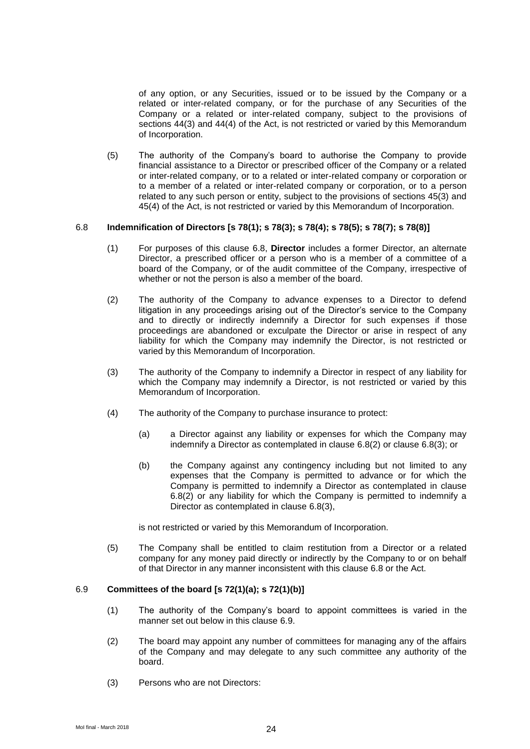of any option, or any Securities, issued or to be issued by the Company or a related or inter-related company, or for the purchase of any Securities of the Company or a related or inter-related company, subject to the provisions of sections 44(3) and 44(4) of the Act, is not restricted or varied by this Memorandum of Incorporation.

(5) The authority of the Company's board to authorise the Company to provide financial assistance to a Director or prescribed officer of the Company or a related or inter-related company, or to a related or inter-related company or corporation or to a member of a related or inter-related company or corporation, or to a person related to any such person or entity, subject to the provisions of sections 45(3) and 45(4) of the Act, is not restricted or varied by this Memorandum of Incorporation.

6.8 **Indemnification of Directors [s 78(1); s 78(3); s 78(4); s 78(5); s 78(7); s 78(8)]**

(1) For purposes of this clause 6.8, **Director** includes a former Director, an alternate Director, a prescribed officer or a person who is a member of a committee of a board of the Company, or of the audit committee of the Company, irrespective of whether or not the person is also a member of the board.

(2) The authority of the Company to advance expenses to a Director to defend litigation in any proceedings arising out of the Director's service to the Company and to directly or indirectly indemnify a Director for such expenses if those proceedings are abandoned or exculpate the Director or arise in respect of any liability for which the Company may indemnify the Director, is not restricted or varied by this Memorandum of Incorporation.

(3) The authority of the Company to indemnify a Director in respect of any liability for which the Company may indemnify a Director, is not restricted or varied by this Memorandum of Incorporation.

(4) The authority of the Company to purchase insurance to protect:

(a) a Director against any liability or expenses for which the Company may indemnify a Director as contemplated in clause 6.8(2) or clause 6.8(3); or

(b) the Company against any contingency including but not limited to any expenses that the Company is permitted to advance or for which the Company is permitted to indemnify a Director as contemplated in clause 6.8(2) or any liability for which the Company is permitted to indemnify a Director as contemplated in clause 6.8(3),

is not restricted or varied by this Memorandum of Incorporation.

(5) The Company shall be entitled to claim restitution from a Director or a related company for any money paid directly or indirectly by the Company to or on behalf of that Director in any manner inconsistent with this clause 6.8 or the Act.

6.9 **Committees of the board [s 72(1)(a); s 72(1)(b)]**

(1) The authority of the Company's board to appoint committees is varied in the manner set out below in this clause 6.9.

(2) The board may appoint any number of committees for managing any of the affairs of the Company and may delegate to any such committee any authority of the board.

(3) Persons who are not Directors: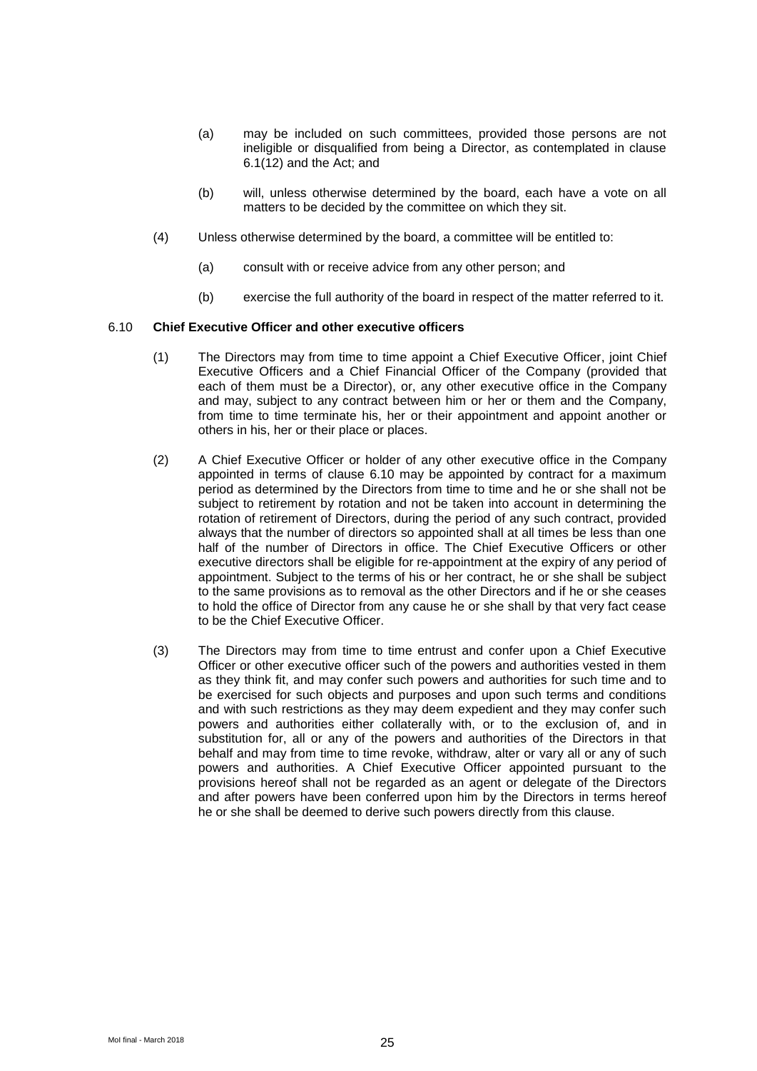(a) may be included on such committees, provided those persons are not ineligible or disqualified from being a Director, as contemplated in clause 6.1(12) and the Act; and

(b) will, unless otherwise determined by the board, each have a vote on all matters to be decided by the committee on which they sit.

(4) Unless otherwise determined by the board, a committee will be entitled to:

(a) consult with or receive advice from any other person; and

(b) exercise the full authority of the board in respect of the matter referred to it.

### 6.10 Chief Executive Officer and other executive officers

(1) The Directors may from time to time appoint a Chief Executive Officer, joint Chief Executive Officers and a Chief Financial Officer of the Company (provided that each of them must be a Director), or, any other executive office in the Company and may, subject to any contract between him or her or them and the Company, from time to time terminate his, her or their appointment and appoint another or others in his, her or their place or places.

(2) A Chief Executive Officer or holder of any other executive office in the Company appointed in terms of clause 6.10 may be appointed by contract for a maximum period as determined by the Directors from time to time and he or she shall not be subject to retirement by rotation and not be taken into account in determining the rotation of retirement of Directors, during the period of any such contract, provided always that the number of directors so appointed shall at all times be less than one half of the number of Directors in office. The Chief Executive Officers or other executive directors shall be eligible for re-appointment at the expiry of any period of appointment. Subject to the terms of his or her contract, he or she shall be subject to the same provisions as to removal as the other Directors and if he or she ceases to hold the office of Director from any cause he or she shall by that very fact cease to be the Chief Executive Officer.

(3) The Directors may from time to time entrust and confer upon a Chief Executive Officer or other executive officer such of the powers and authorities vested in them as they think fit, and may confer such powers and authorities for such time and to be exercised for such objects and purposes and upon such terms and conditions and with such restrictions as they may deem expedient and they may confer such powers and authorities either collaterally with, or to the exclusion of, and in substitution for, all or any of the powers and authorities of the Directors in that behalf and may from time to time revoke, withdraw, alter or vary all or any of such powers and authorities. A Chief Executive Officer appointed pursuant to the provisions hereof shall not be regarded as an agent or delegate of the Directors and after powers have been conferred upon him by the Directors in terms hereof he or she shall be deemed to derive such powers directly from this clause.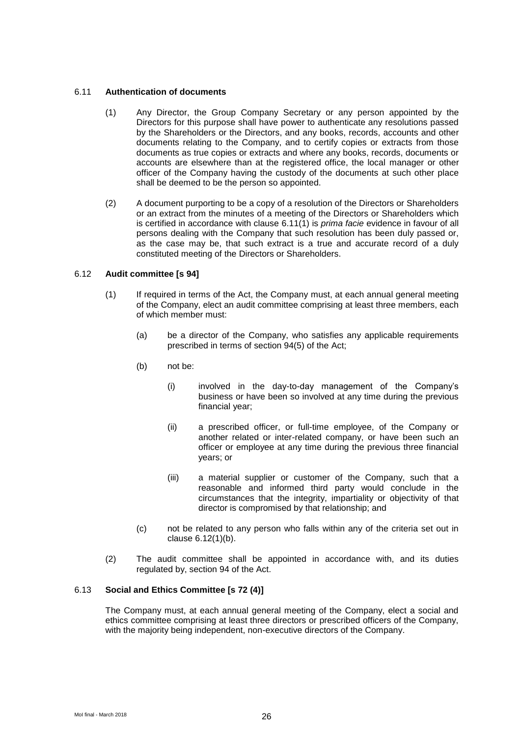### 6.11 **Authentication of documents**

(1) Any Director, the Group Company Secretary or any person appointed by the Directors for this purpose shall have power to authenticate any resolutions passed by the Shareholders or the Directors, and any books, records, accounts and other documents relating to the Company, and to certify copies or extracts from those documents as true copies or extracts and where any books, records, documents or accounts are elsewhere than at the registered office, the local manager or other officer of the Company having the custody of the documents at such other place shall be deemed to be the person so appointed.

(2) A document purporting to be a copy of a resolution of the Directors or Shareholders or an extract from the minutes of a meeting of the Directors or Shareholders which is certified in accordance with clause 6.11(1) is *prima facie* evidence in favour of all persons dealing with the Company that such resolution has been duly passed or, as the case may be, that such extract is a true and accurate record of a duly constituted meeting of the Directors or Shareholders.

### 6.12 **Audit committee [s 94]**

(1) If required in terms of the Act, the Company must, at each annual general meeting of the Company, elect an audit committee comprising at least three members, each of which member must:

(a) be a director of the Company, who satisfies any applicable requirements prescribed in terms of section 94(5) of the Act;

(b) not be:

(i) involved in the day-to-day management of the Company's business or have been so involved at any time during the previous financial year;

(ii) a prescribed officer, or full-time employee, of the Company or another related or inter-related company, or have been such an officer or employee at any time during the previous three financial years; or

(iii) a material supplier or customer of the Company, such that a reasonable and informed third party would conclude in the circumstances that the integrity, impartiality or objectivity of that director is compromised by that relationship; and

(c) not be related to any person who falls within any of the criteria set out in clause 6.12(1)(b).

(2) The audit committee shall be appointed in accordance with, and its duties regulated by, section 94 of the Act.

### 6.13 **Social and Ethics Committee [s 72 (4)]**

The Company must, at each annual general meeting of the Company, elect a social and ethics committee comprising at least three directors or prescribed officers of the Company, with the majority being independent, non-executive directors of the Company.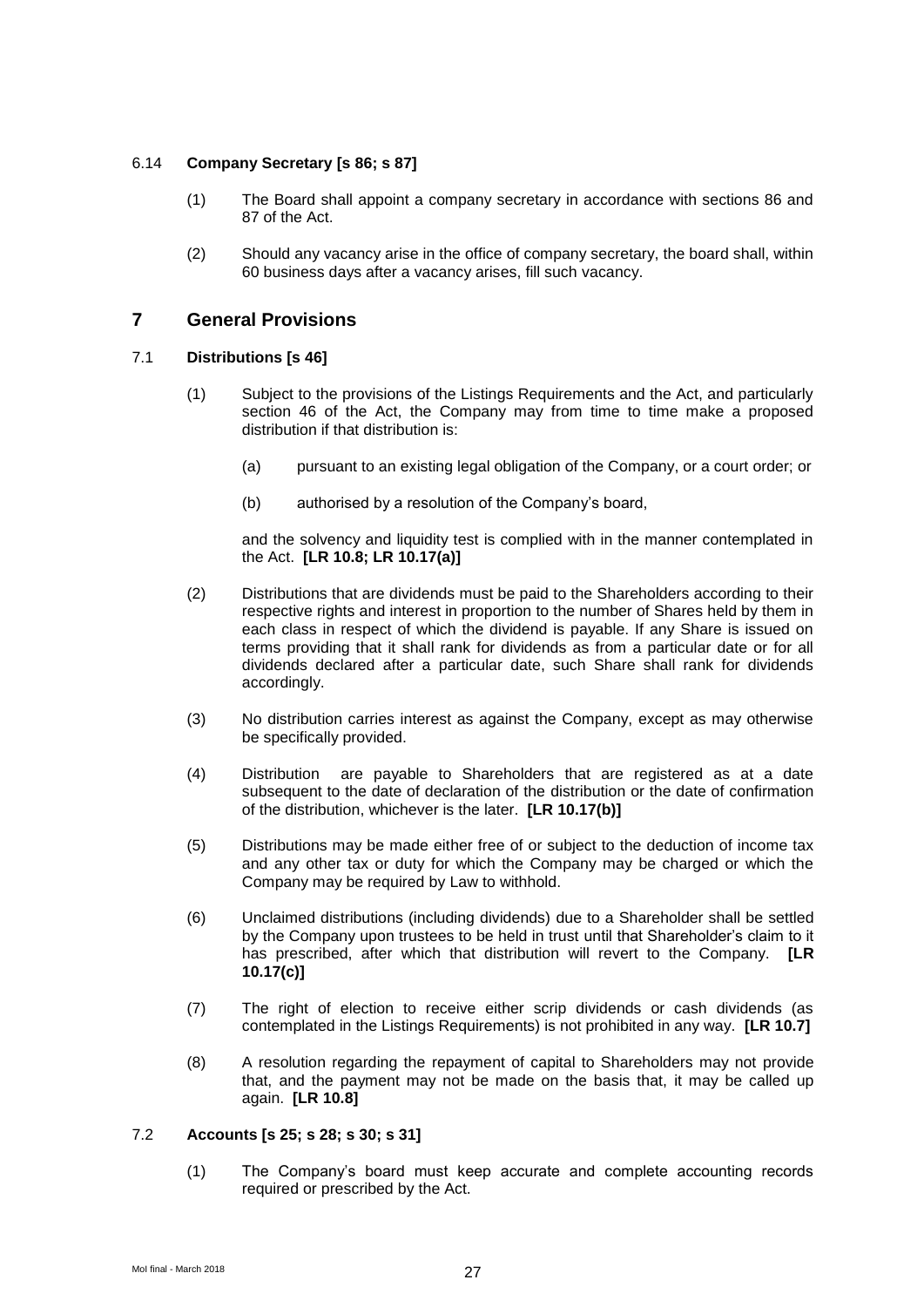6.14 **Company Secretary [s 86; s 87]**

(1) The Board shall appoint a company secretary in accordance with sections 86 and 87 of the Act.

(2) Should any vacancy arise in the office of company secretary, the board shall, within 60 business days after a vacancy arises, fill such vacancy.

## 7 General Provisions

7.1 **Distributions [s 46]**

(1) Subject to the provisions of the Listings Requirements and the Act, and particularly section 46 of the Act, the Company may from time to time make a proposed distribution if that distribution is:

(a) pursuant to an existing legal obligation of the Company, or a court order; or

(b) authorised by a resolution of the Company's board,

and the solvency and liquidity test is complied with in the manner contemplated in the Act. **[LR 10.8; LR 10.17(a)]**

(2) Distributions that are dividends must be paid to the Shareholders according to their respective rights and interest in proportion to the number of Shares held by them in each class in respect of which the dividend is payable. If any Share is issued on terms providing that it shall rank for dividends as from a particular date or for all dividends declared after a particular date, such Share shall rank for dividends accordingly.

(3) No distribution carries interest as against the Company, except as may otherwise be specifically provided.

(4) Distribution are payable to Shareholders that are registered as at a date subsequent to the date of declaration of the distribution or the date of confirmation of the distribution, whichever is the later. **[LR 10.17(b)]**

(5) Distributions may be made either free of or subject to the deduction of income tax and any other tax or duty for which the Company may be charged or which the Company may be required by Law to withhold.

(6) Unclaimed distributions (including dividends) due to a Shareholder shall be settled by the Company upon trustees to be held in trust until that Shareholder's claim to it has prescribed, after which that distribution will revert to the Company. **[LR 10.17(c)]**

(7) The right of election to receive either scrip dividends or cash dividends (as contemplated in the Listings Requirements) is not prohibited in any way. **[LR 10.7]**

(8) A resolution regarding the repayment of capital to Shareholders may not provide that, and the payment may not be made on the basis that, it may be called up again. **[LR 10.8]**

7.2 **Accounts [s 25; s 28; s 30; s 31]**

(1) The Company's board must keep accurate and complete accounting records required or prescribed by the Act.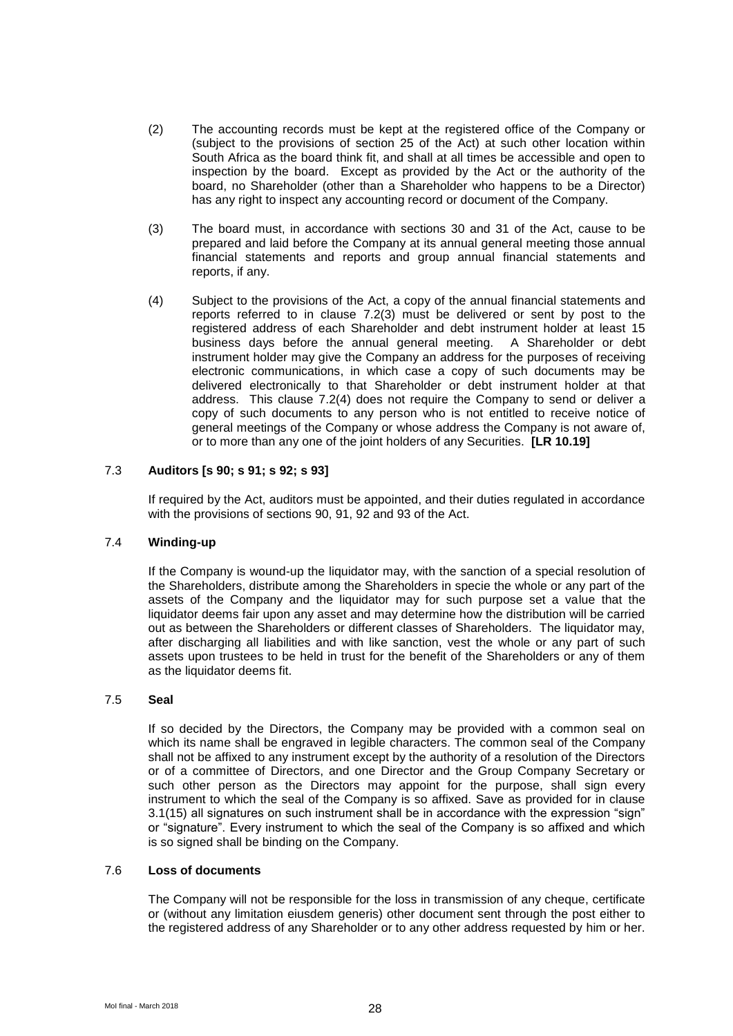(2) The accounting records must be kept at the registered office of the Company or (subject to the provisions of section 25 of the Act) at such other location within South Africa as the board think fit, and shall at all times be accessible and open to inspection by the board. Except as provided by the Act or the authority of the board, no Shareholder (other than a Shareholder who happens to be a Director) has any right to inspect any accounting record or document of the Company.

(3) The board must, in accordance with sections 30 and 31 of the Act, cause to be prepared and laid before the Company at its annual general meeting those annual financial statements and reports and group annual financial statements and reports, if any.

(4) Subject to the provisions of the Act, a copy of the annual financial statements and reports referred to in clause 7.2(3) must be delivered or sent by post to the registered address of each Shareholder and debt instrument holder at least 15 business days before the annual general meeting. A Shareholder or debt instrument holder may give the Company an address for the purposes of receiving electronic communications, in which case a copy of such documents may be delivered electronically to that Shareholder or debt instrument holder at that address. This clause 7.2(4) does not require the Company to send or deliver a copy of such documents to any person who is not entitled to receive notice of general meetings of the Company or whose address the Company is not aware of, or to more than any one of the joint holders of any Securities. **[LR 10.19]**

7.3 **Auditors [s 90; s 91; s 92; s 93]**

If required by the Act, auditors must be appointed, and their duties regulated in accordance with the provisions of sections 90, 91, 92 and 93 of the Act.

7.4 **Winding-up**

If the Company is wound-up the liquidator may, with the sanction of a special resolution of the Shareholders, distribute among the Shareholders in specie the whole or any part of the assets of the Company and the liquidator may for such purpose set a value that the liquidator deems fair upon any asset and may determine how the distribution will be carried out as between the Shareholders or different classes of Shareholders. The liquidator may, after discharging all liabilities and with like sanction, vest the whole or any part of such assets upon trustees to be held in trust for the benefit of the Shareholders or any of them as the liquidator deems fit.

7.5 **Seal**

If so decided by the Directors, the Company may be provided with a common seal on which its name shall be engraved in legible characters. The common seal of the Company shall not be affixed to any instrument except by the authority of a resolution of the Directors or of a committee of Directors, and one Director and the Group Company Secretary or such other person as the Directors may appoint for the purpose, shall sign every instrument to which the seal of the Company is so affixed. Save as provided for in clause 3.1(15) all signatures on such instrument shall be in accordance with the expression "sign" or "signature". Every instrument to which the seal of the Company is so affixed and which is so signed shall be binding on the Company.

7.6 **Loss of documents**

The Company will not be responsible for the loss in transmission of any cheque, certificate or (without any limitation eiusdem generis) other document sent through the post either to the registered address of any Shareholder or to any other address requested by him or her.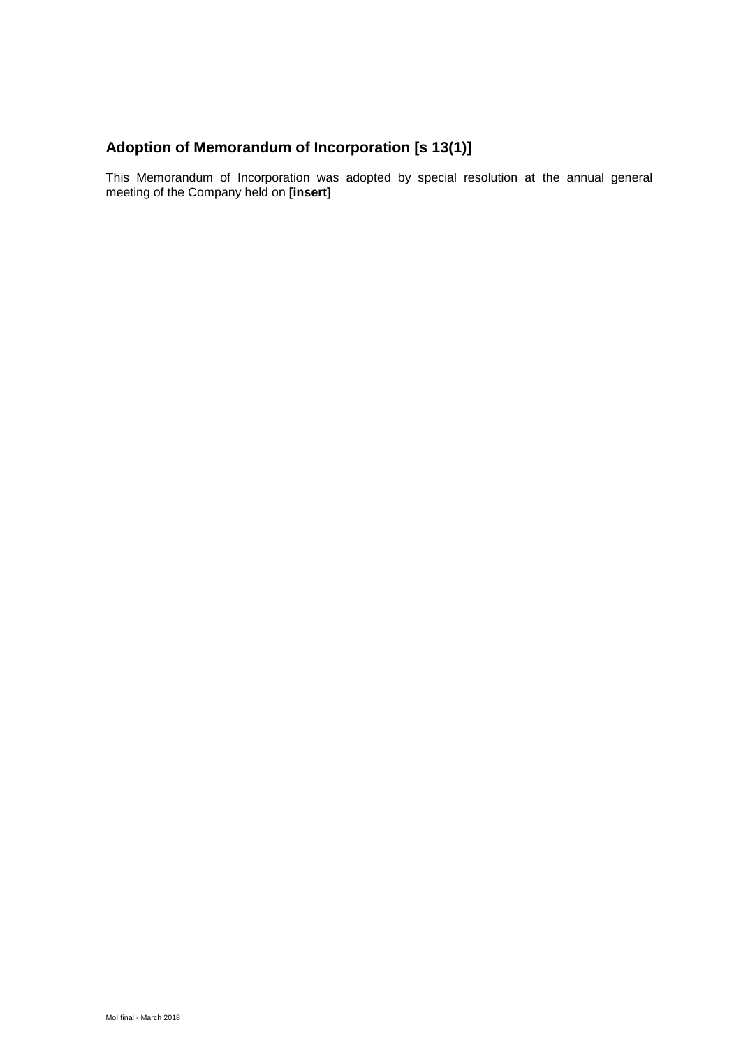## Adoption of Memorandum of Incorporation [s 13(1)]

This Memorandum of Incorporation was adopted by special resolution at the annual general meeting of the Company held on **[insert]**